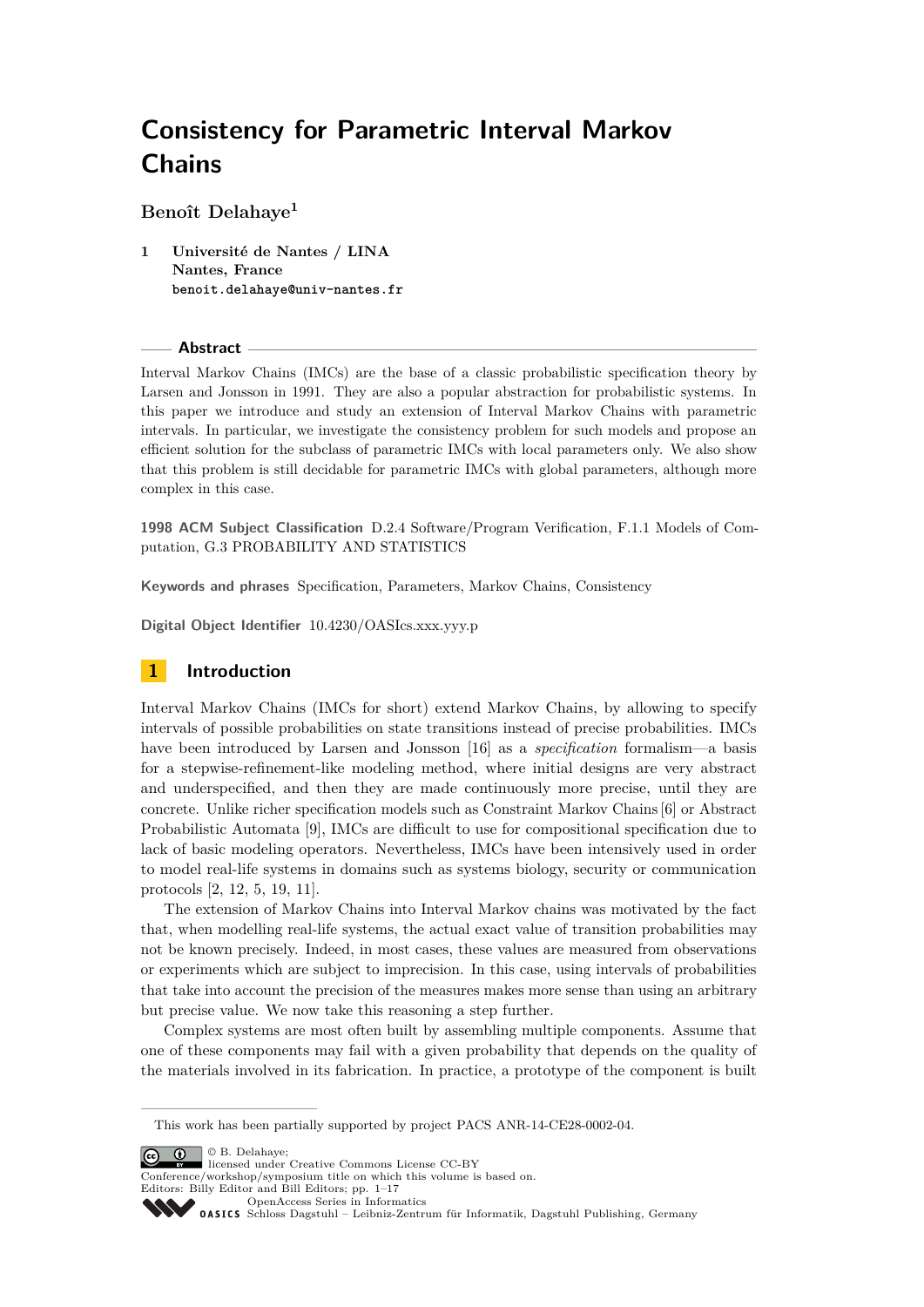# Consistency for Parametric Interval Markov Chains

**Benoît Delahaye**[1]

[1] **Université de Nantes / LINA**
**Nantes, France**
`benoit.delahaye@univ-nantes.fr`

## Abstract

Interval Markov Chains (IMCs) are the base of a classic probabilistic specification theory by Larsen and Jonsson in 1991. They are also a popular abstraction for probabilistic systems. In this paper we introduce and study an extension of Interval Markov Chains with parametric intervals. In particular, we investigate the consistency problem for such models and propose an efficient solution for the subclass of parametric IMCs with local parameters only. We also show that this problem is still decidable for parametric IMCs with global parameters, although more complex in this case.

**1998 ACM Subject Classification** D.2.4 Software/Program Verification, F.1.1 Models of Computation, G.3 PROBABILITY AND STATISTICS

**Keywords and phrases** Specification, Parameters, Markov Chains, Consistency

**Digital Object Identifier** 10.4230/OASIcs.xxx.yyy.p

## 1 Introduction

Interval Markov Chains (IMCs for short) extend Markov Chains, by allowing to specify intervals of possible probabilities on state transitions instead of precise probabilities. IMCs have been introduced by Larsen and Jonsson [16] as a *specification* formalism—a basis for a stepwise-refinement-like modeling method, where initial designs are very abstract and underspecified, and then they are made continuously more precise, until they are concrete. Unlike richer specification models such as Constraint Markov Chains [6] or Abstract Probabilistic Automata [9], IMCs are difficult to use for compositional specification due to lack of basic modeling operators. Nevertheless, IMCs have been intensively used in order to model real-life systems in domains such as systems biology, security or communication protocols [2, 12, 5, 19, 11].

The extension of Markov Chains into Interval Markov chains was motivated by the fact that, when modelling real-life systems, the actual exact value of transition probabilities may not be known precisely. Indeed, in most cases, these values are measured from observations or experiments which are subject to imprecision. In this case, using intervals of probabilities that take into account the precision of the measures makes more sense than using an arbitrary but precise value. We now take this reasoning a step further.

Complex systems are most often built by assembling multiple components. Assume that one of these components may fail with a given probability that depends on the quality of the materials involved in its fabrication. In practice, a prototype of the component is built

This work has been partially supported by project PACS ANR-14-CE28-0002-04.

© B. Delahaye;
licensed under Creative Commons License CC-BY
Conference/workshop/symposium title on which this volume is based on.
Editors: Billy Editor and Bill Editors; pp. 1–17
OpenAccess Series in Informatics
Schloss Dagstuhl – Leibniz-Zentrum für Informatik, Dagstuhl Publishing, Germany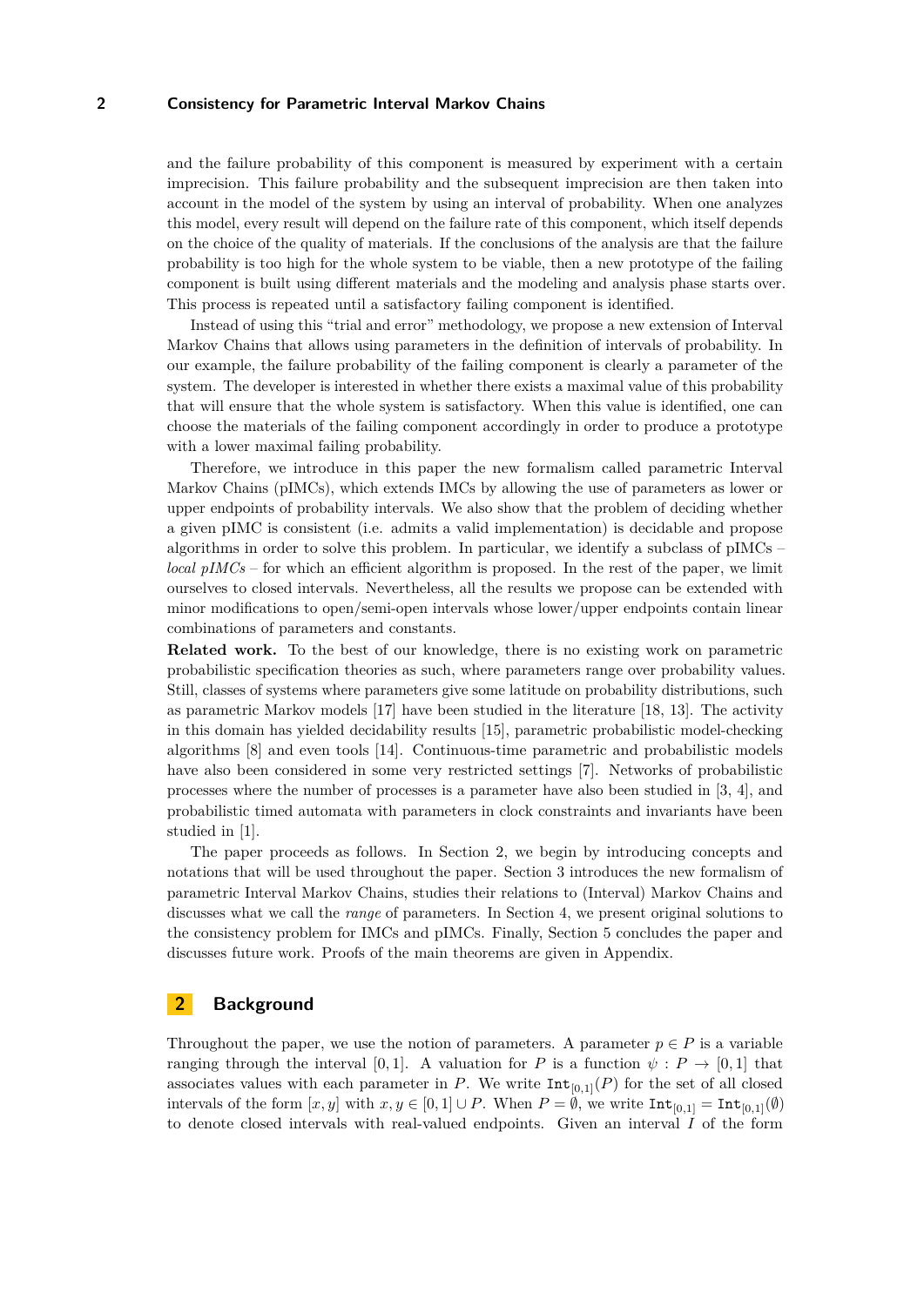and the failure probability of this component is measured by experiment with a certain imprecision. This failure probability and the subsequent imprecision are then taken into account in the model of the system by using an interval of probability. When one analyzes this model, every result will depend on the failure rate of this component, which itself depends on the choice of the quality of materials. If the conclusions of the analysis are that the failure probability is too high for the whole system to be viable, then a new prototype of the failing component is built using different materials and the modeling and analysis phase starts over. This process is repeated until a satisfactory failing component is identified.

Instead of using this "trial and error" methodology, we propose a new extension of Interval Markov Chains that allows using parameters in the definition of intervals of probability. In our example, the failure probability of the failing component is clearly a parameter of the system. The developer is interested in whether there exists a maximal value of this probability that will ensure that the whole system is satisfactory. When this value is identified, one can choose the materials of the failing component accordingly in order to produce a prototype with a lower maximal failing probability.

Therefore, we introduce in this paper the new formalism called parametric Interval Markov Chains (pIMCs), which extends IMCs by allowing the use of parameters as lower or upper endpoints of probability intervals. We also show that the problem of deciding whether a given pIMC is consistent (i.e. admits a valid implementation) is decidable and propose algorithms in order to solve this problem. In particular, we identify a subclass of pIMCs – *local pIMCs* – for which an efficient algorithm is proposed. In the rest of the paper, we limit ourselves to closed intervals. Nevertheless, all the results we propose can be extended with minor modifications to open/semi-open intervals whose lower/upper endpoints contain linear combinations of parameters and constants.

**Related work.** To the best of our knowledge, there is no existing work on parametric probabilistic specification theories as such, where parameters range over probability values. Still, classes of systems where parameters give some latitude on probability distributions, such as parametric Markov models [17] have been studied in the literature [18, 13]. The activity in this domain has yielded decidability results [15], parametric probabilistic model-checking algorithms [8] and even tools [14]. Continuous-time parametric and probabilistic models have also been considered in some very restricted settings [7]. Networks of probabilistic processes where the number of processes is a parameter have also been studied in [3, 4], and probabilistic timed automata with parameters in clock constraints and invariants have been studied in [1].

The paper proceeds as follows. In Section 2, we begin by introducing concepts and notations that will be used throughout the paper. Section 3 introduces the new formalism of parametric Interval Markov Chains, studies their relations to (Interval) Markov Chains and discusses what we call the *range* of parameters. In Section 4, we present original solutions to the consistency problem for IMCs and pIMCs. Finally, Section 5 concludes the paper and discusses future work. Proofs of the main theorems are given in Appendix.

## 2 Background

Throughout the paper, we use the notion of parameters. A parameter $p \in P$ is a variable ranging through the interval $[0, 1]$. A valuation for $P$ is a function $\psi : P \to [0, 1]$ that associates values with each parameter in $P$. We write $\texttt{Int}_{[0,1]}(P)$ for the set of all closed intervals of the form $[x, y]$ with $x, y \in [0, 1] \cup P$. When $P = \emptyset$, we write $\texttt{Int}_{[0,1]} = \texttt{Int}_{[0,1]}(\emptyset)$ to denote closed intervals with real-valued endpoints. Given an interval $I$ of the form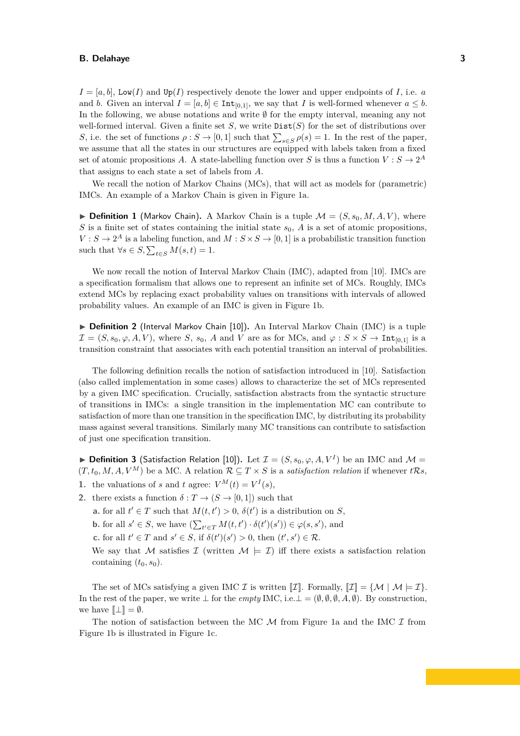$I = [a, b]$, $\texttt{Low}(I)$ and $\texttt{Up}(I)$ respectively denote the lower and upper endpoints of $I$, i.e. $a$ and $b$. Given an interval $I = [a, b] \in \texttt{Int}_{[0,1]}$, we say that $I$ is well-formed whenever $a \leq b$. In the following, we abuse notations and write $\emptyset$ for the empty interval, meaning any not well-formed interval. Given a finite set $S$, we write $\texttt{Dist}(S)$ for the set of distributions over $S$, i.e. the set of functions $\rho : S \to [0, 1]$ such that $\sum_{s \in S} \rho(s) = 1$. In the rest of the paper, we assume that all the states in our structures are equipped with labels taken from a fixed set of atomic propositions $A$. A state-labelling function over $S$ is thus a function $V : S \to 2^A$ that assigns to each state a set of labels from $A$.

We recall the notion of Markov Chains (MCs), that will act as models for (parametric) IMCs. An example of a Markov Chain is given in Figure 1a.

▶ **Definition 1** (Markov Chain). A Markov Chain is a tuple $\mathcal{M} = (S, s_0, M, A, V)$, where $S$ is a finite set of states containing the initial state $s_0$, $A$ is a set of atomic propositions, $V : S \to 2^A$ is a labeling function, and $M : S \times S \to [0, 1]$ is a probabilistic transition function such that $\forall s \in S, \sum_{t \in S} M(s, t) = 1$.

We now recall the notion of Interval Markov Chain (IMC), adapted from [10]. IMCs are a specification formalism that allows one to represent an infinite set of MCs. Roughly, IMCs extend MCs by replacing exact probability values on transitions with intervals of allowed probability values. An example of an IMC is given in Figure 1b.

▶ **Definition 2** (Interval Markov Chain [10]). An Interval Markov Chain (IMC) is a tuple $\mathcal{I} = (S, s_0, \varphi, A, V)$, where $S$, $s_0$, $A$ and $V$ are as for MCs, and $\varphi : S \times S \to \texttt{Int}_{[0,1]}$ is a transition constraint that associates with each potential transition an interval of probabilities.

The following definition recalls the notion of satisfaction introduced in [10]. Satisfaction (also called implementation in some cases) allows to characterize the set of MCs represented by a given IMC specification. Crucially, satisfaction abstracts from the syntactic structure of transitions in IMCs: a single transition in the implementation MC can contribute to satisfaction of more than one transition in the specification IMC, by distributing its probability mass against several transitions. Similarly many MC transitions can contribute to satisfaction of just one specification transition.

▶ **Definition 3** (Satisfaction Relation [10]). Let $\mathcal{I} = (S, s_0, \varphi, A, V^I)$ be an IMC and $\mathcal{M} = (T, t_0, M, A, V^M)$ be a MC. A relation $\mathcal{R} \subseteq T \times S$ is a *satisfaction relation* if whenever $t\mathcal{R}s$,

1. the valuations of $s$ and $t$ agree: $V^M(t) = V^I(s)$,
2. there exists a function $\delta : T \to (S \to [0, 1])$ such that
   a. for all $t' \in T$ such that $M(t, t') > 0$, $\delta(t')$ is a distribution on $S$,
   b. for all $s' \in S$, we have $(\sum_{t' \in T} M(t, t') \cdot \delta(t')(s')) \in \varphi(s, s')$, and
   c. for all $t' \in T$ and $s' \in S$, if $\delta(t')(s') > 0$, then $(t', s') \in \mathcal{R}$.

   We say that $\mathcal{M}$ satisfies $\mathcal{I}$ (written $\mathcal{M} \models \mathcal{I}$) iff there exists a satisfaction relation containing $(t_0, s_0)$.

The set of MCs satisfying a given IMC $\mathcal{I}$ is written $[\![\mathcal{I}]\!]$. Formally, $[\![\mathcal{I}]\!] = \{\mathcal{M} \mid \mathcal{M} \models \mathcal{I}\}$. In the rest of the paper, we write $\bot$ for the *empty* IMC, i.e. $\bot = (\emptyset, \emptyset, \emptyset, A, \emptyset)$. By construction, we have $[\![\bot]\!] = \emptyset$.

The notion of satisfaction between the MC $\mathcal{M}$ from Figure 1a and the IMC $\mathcal{I}$ from Figure 1b is illustrated in Figure 1c.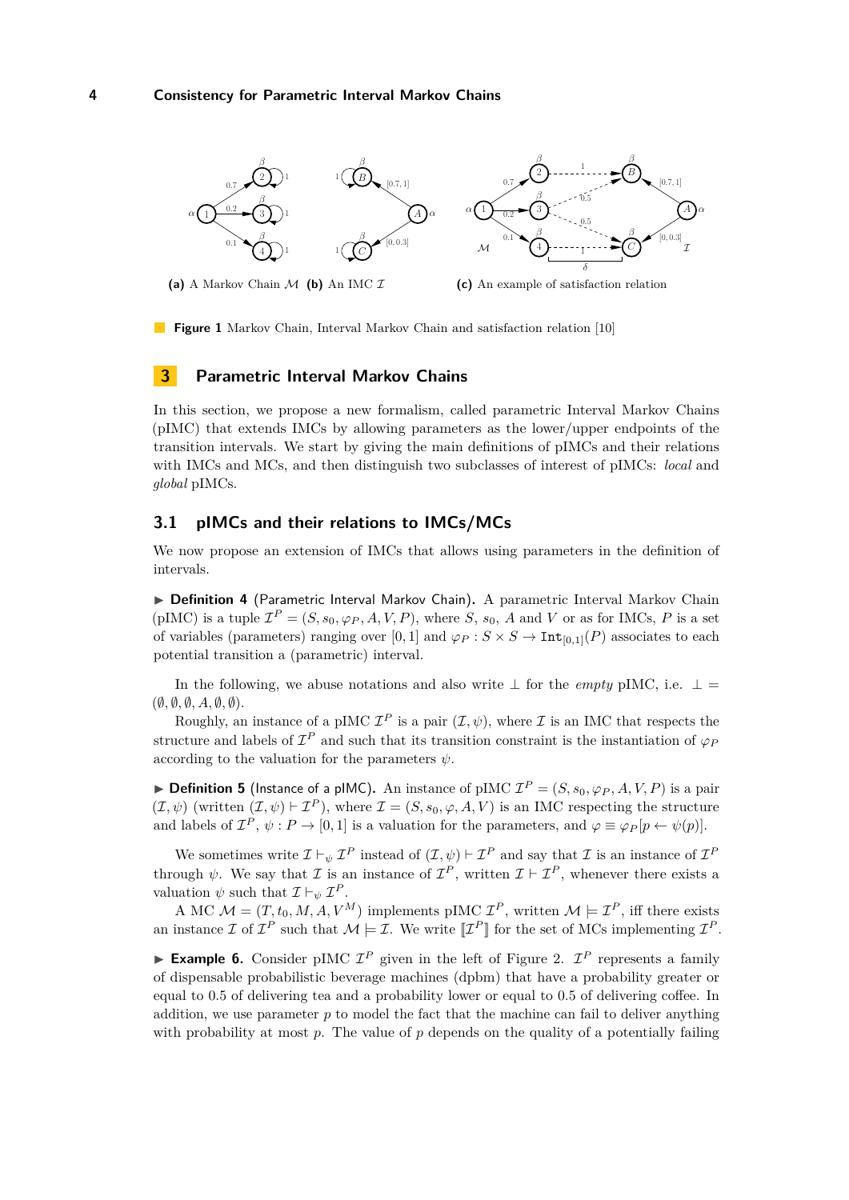**(a)** A Markov Chain $\mathcal{M}$ **(b)** An IMC $\mathcal{I}$ **(c)** An example of satisfaction relation

**Figure 1** Markov Chain, Interval Markov Chain and satisfaction relation [10]

## 3 Parametric Interval Markov Chains

In this section, we propose a new formalism, called parametric Interval Markov Chains (pIMC) that extends IMCs by allowing parameters as the lower/upper endpoints of the transition intervals. We start by giving the main definitions of pIMCs and their relations with IMCs and MCs, and then distinguish two subclasses of interest of pIMCs: *local* and *global* pIMCs.

### 3.1 pIMCs and their relations to IMCs/MCs

We now propose an extension of IMCs that allows using parameters in the definition of intervals.

▶ **Definition 4** (Parametric Interval Markov Chain)**.** A parametric Interval Markov Chain (pIMC) is a tuple $\mathcal{I}^P = (S, s_0, \varphi_P, A, V, P)$, where $S$, $s_0$, $A$ and $V$ or as for IMCs, $P$ is a set of variables (parameters) ranging over $[0, 1]$ and $\varphi_P : S \times S \to \texttt{Int}_{[0,1]}(P)$ associates to each potential transition a (parametric) interval.

In the following, we abuse notations and also write $\perp$ for the *empty* pIMC, i.e. $\perp = (\emptyset, \emptyset, \emptyset, A, \emptyset, \emptyset)$.

Roughly, an instance of a pIMC $\mathcal{I}^P$ is a pair $(\mathcal{I}, \psi)$, where $\mathcal{I}$ is an IMC that respects the structure and labels of $\mathcal{I}^P$ and such that its transition constraint is the instantiation of $\varphi_P$ according to the valuation for the parameters $\psi$.

▶ **Definition 5** (Instance of a pIMC)**.** An instance of pIMC $\mathcal{I}^P = (S, s_0, \varphi_P, A, V, P)$ is a pair $(\mathcal{I}, \psi)$ (written $(\mathcal{I}, \psi) \vdash \mathcal{I}^P$), where $\mathcal{I} = (S, s_0, \varphi, A, V)$ is an IMC respecting the structure and labels of $\mathcal{I}^P$, $\psi : P \to [0, 1]$ is a valuation for the parameters, and $\varphi \equiv \varphi_P[p \leftarrow \psi(p)]$.

We sometimes write $\mathcal{I} \vdash_\psi \mathcal{I}^P$ instead of $(\mathcal{I}, \psi) \vdash \mathcal{I}^P$ and say that $\mathcal{I}$ is an instance of $\mathcal{I}^P$ through $\psi$. We say that $\mathcal{I}$ is an instance of $\mathcal{I}^P$, written $\mathcal{I} \vdash \mathcal{I}^P$, whenever there exists a valuation $\psi$ such that $\mathcal{I} \vdash_\psi \mathcal{I}^P$.

A MC $\mathcal{M} = (T, t_0, M, A, V^M)$ implements pIMC $\mathcal{I}^P$, written $\mathcal{M} \models \mathcal{I}^P$, iff there exists an instance $\mathcal{I}$ of $\mathcal{I}^P$ such that $\mathcal{M} \models \mathcal{I}$. We write $[\![\mathcal{I}^P]\!]$ for the set of MCs implementing $\mathcal{I}^P$.

▶ **Example 6.** Consider pIMC $\mathcal{I}^P$ given in the left of Figure 2. $\mathcal{I}^P$ represents a family of dispensable probabilistic beverage machines (dpbm) that have a probability greater or equal to 0.5 of delivering tea and a probability lower or equal to 0.5 of delivering coffee. In addition, we use parameter $p$ to model the fact that the machine can fail to deliver anything with probability at most $p$. The value of $p$ depends on the quality of a potentially failing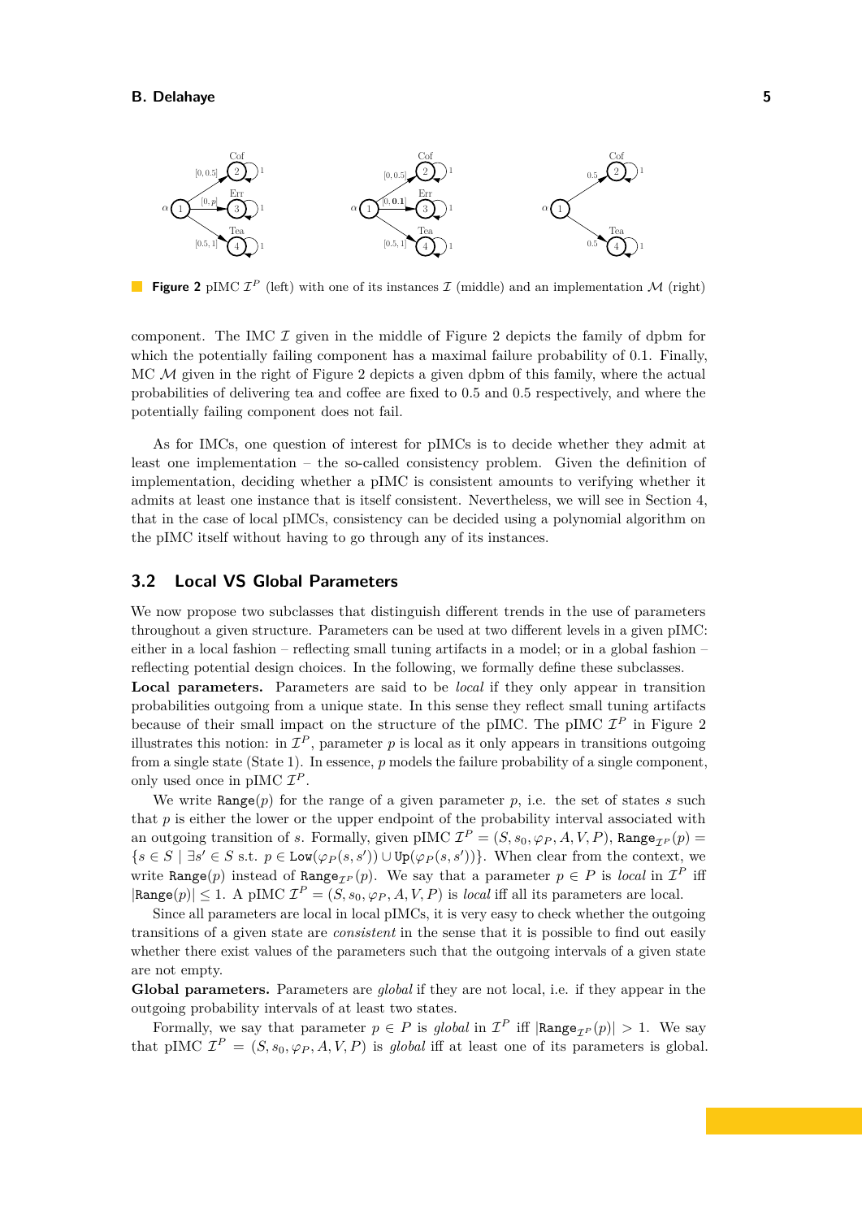**Figure 2** pIMC $\mathcal{I}^P$ (left) with one of its instances $\mathcal{I}$ (middle) and an implementation $\mathcal{M}$ (right)

component. The IMC $\mathcal{I}$ given in the middle of Figure 2 depicts the family of dpbm for which the potentially failing component has a maximal failure probability of 0.1. Finally, MC $\mathcal{M}$ given in the right of Figure 2 depicts a given dpbm of this family, where the actual probabilities of delivering tea and coffee are fixed to 0.5 and 0.5 respectively, and where the potentially failing component does not fail.

As for IMCs, one question of interest for pIMCs is to decide whether they admit at least one implementation – the so-called consistency problem. Given the definition of implementation, deciding whether a pIMC is consistent amounts to verifying whether it admits at least one instance that is itself consistent. Nevertheless, we will see in Section 4, that in the case of local pIMCs, consistency can be decided using a polynomial algorithm on the pIMC itself without having to go through any of its instances.

## 3.2 Local VS Global Parameters

We now propose two subclasses that distinguish different trends in the use of parameters throughout a given structure. Parameters can be used at two different levels in a given pIMC: either in a local fashion – reflecting small tuning artifacts in a model; or in a global fashion – reflecting potential design choices. In the following, we formally define these subclasses.

**Local parameters.** Parameters are said to be *local* if they only appear in transition probabilities outgoing from a unique state. In this sense they reflect small tuning artifacts because of their small impact on the structure of the pIMC. The pIMC $\mathcal{I}^P$ in Figure 2 illustrates this notion: in $\mathcal{I}^P$, parameter $p$ is local as it only appears in transitions outgoing from a single state (State 1). In essence, $p$ models the failure probability of a single component, only used once in pIMC $\mathcal{I}^P$.

We write $\texttt{Range}(p)$ for the range of a given parameter $p$, i.e. the set of states $s$ such that $p$ is either the lower or the upper endpoint of the probability interval associated with an outgoing transition of $s$. Formally, given pIMC $\mathcal{I}^P = (S, s_0, \varphi_P, A, V, P)$, $\texttt{Range}_{\mathcal{I}^P}(p) = \{s \in S \mid \exists s' \in S \text{ s.t. } p \in \texttt{Low}(\varphi_P(s, s')) \cup \texttt{Up}(\varphi_P(s, s'))\}$. When clear from the context, we write $\texttt{Range}(p)$ instead of $\texttt{Range}_{\mathcal{I}^P}(p)$. We say that a parameter $p \in P$ is *local* in $\mathcal{I}^P$ iff $|\texttt{Range}(p)| \leq 1$. A pIMC $\mathcal{I}^P = (S, s_0, \varphi_P, A, V, P)$ is *local* iff all its parameters are local.

Since all parameters are local in local pIMCs, it is very easy to check whether the outgoing transitions of a given state are *consistent* in the sense that it is possible to find out easily whether there exist values of the parameters such that the outgoing intervals of a given state are not empty.

**Global parameters.** Parameters are *global* if they are not local, i.e. if they appear in the outgoing probability intervals of at least two states.

Formally, we say that parameter $p \in P$ is *global* in $\mathcal{I}^P$ iff $|\texttt{Range}_{\mathcal{I}^P}(p)| > 1$. We say that pIMC $\mathcal{I}^P = (S, s_0, \varphi_P, A, V, P)$ is *global* iff at least one of its parameters is global.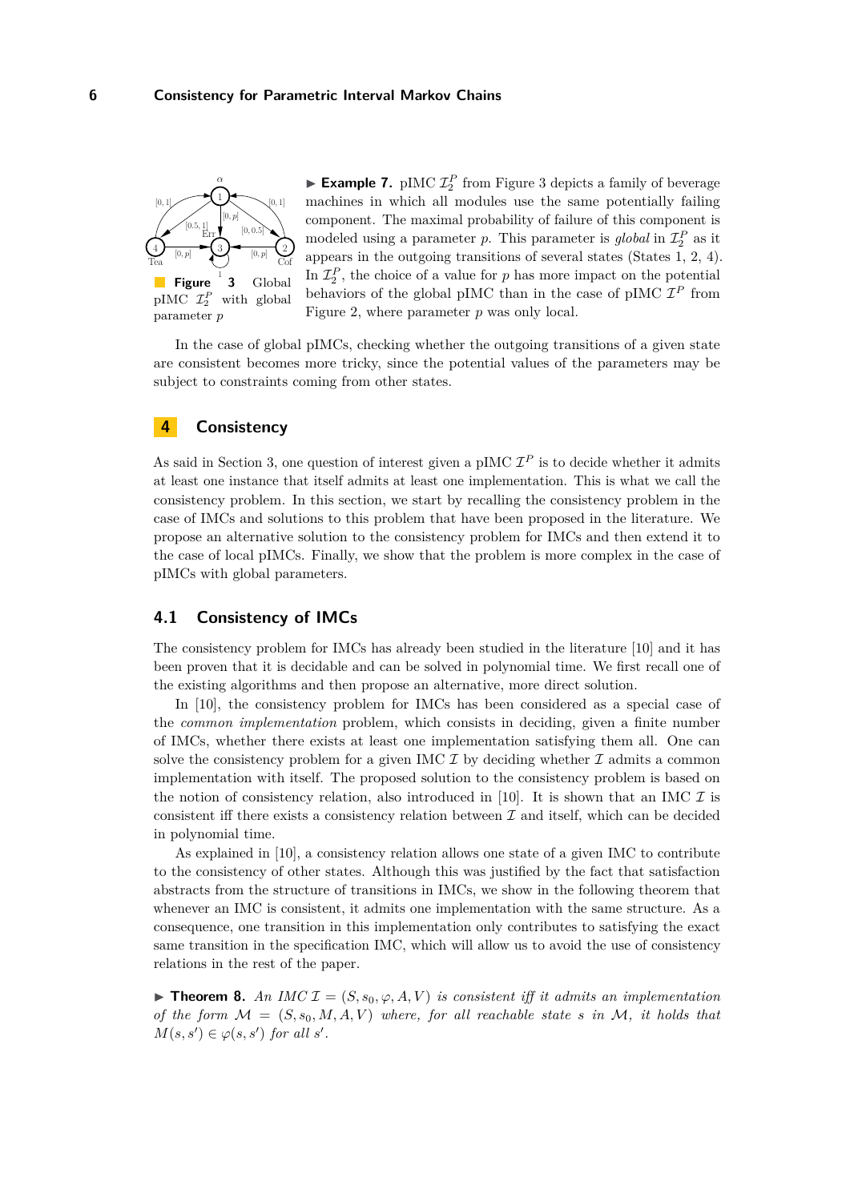**Figure 3** Global pIMC $\mathcal{I}_2^P$ with global parameter $p$

▶ **Example 7.** pIMC $\mathcal{I}_2^P$ from Figure 3 depicts a family of beverage machines in which all modules use the same potentially failing component. The maximal probability of failure of this component is modeled using a parameter $p$. This parameter is *global* in $\mathcal{I}_2^P$ as it appears in the outgoing transitions of several states (States 1, 2, 4). In $\mathcal{I}_2^P$, the choice of a value for $p$ has more impact on the potential behaviors of the global pIMC than in the case of pIMC $\mathcal{I}^P$ from Figure 2, where parameter $p$ was only local.

In the case of global pIMCs, checking whether the outgoing transitions of a given state are consistent becomes more tricky, since the potential values of the parameters may be subject to constraints coming from other states.

# 4 Consistency

As said in Section 3, one question of interest given a pIMC $\mathcal{I}^P$ is to decide whether it admits at least one instance that itself admits at least one implementation. This is what we call the consistency problem. In this section, we start by recalling the consistency problem in the case of IMCs and solutions to this problem that have been proposed in the literature. We propose an alternative solution to the consistency problem for IMCs and then extend it to the case of local pIMCs. Finally, we show that the problem is more complex in the case of pIMCs with global parameters.

## 4.1 Consistency of IMCs

The consistency problem for IMCs has already been studied in the literature [10] and it has been proven that it is decidable and can be solved in polynomial time. We first recall one of the existing algorithms and then propose an alternative, more direct solution.

In [10], the consistency problem for IMCs has been considered as a special case of the *common implementation* problem, which consists in deciding, given a finite number of IMCs, whether there exists at least one implementation satisfying them all. One can solve the consistency problem for a given IMC $\mathcal{I}$ by deciding whether $\mathcal{I}$ admits a common implementation with itself. The proposed solution to the consistency problem is based on the notion of consistency relation, also introduced in [10]. It is shown that an IMC $\mathcal{I}$ is consistent iff there exists a consistency relation between $\mathcal{I}$ and itself, which can be decided in polynomial time.

As explained in [10], a consistency relation allows one state of a given IMC to contribute to the consistency of other states. Although this was justified by the fact that satisfaction abstracts from the structure of transitions in IMCs, we show in the following theorem that whenever an IMC is consistent, it admits one implementation with the same structure. As a consequence, one transition in this implementation only contributes to satisfying the exact same transition in the specification IMC, which will allow us to avoid the use of consistency relations in the rest of the paper.

▶ **Theorem 8.** *An IMC $\mathcal{I} = (S, s_0, \varphi, A, V)$ is consistent iff it admits an implementation of the form $\mathcal{M} = (S, s_0, M, A, V)$ where, for all reachable state $s$ in $\mathcal{M}$, it holds that $M(s, s') \in \varphi(s, s')$ for all $s'$.*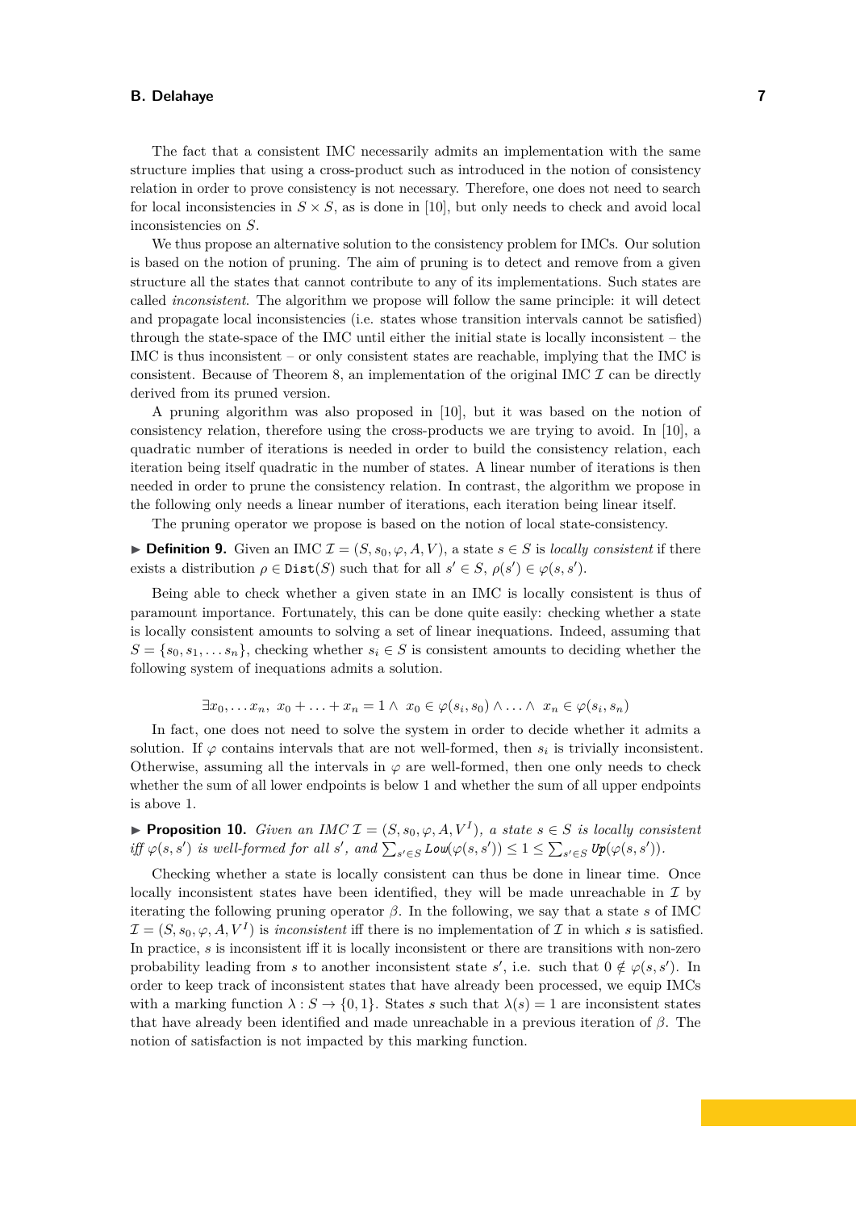The fact that a consistent IMC necessarily admits an implementation with the same structure implies that using a cross-product such as introduced in the notion of consistency relation in order to prove consistency is not necessary. Therefore, one does not need to search for local inconsistencies in $S \times S$, as is done in [10], but only needs to check and avoid local inconsistencies on $S$.

We thus propose an alternative solution to the consistency problem for IMCs. Our solution is based on the notion of pruning. The aim of pruning is to detect and remove from a given structure all the states that cannot contribute to any of its implementations. Such states are called *inconsistent*. The algorithm we propose will follow the same principle: it will detect and propagate local inconsistencies (i.e. states whose transition intervals cannot be satisfied) through the state-space of the IMC until either the initial state is locally inconsistent – the IMC is thus inconsistent – or only consistent states are reachable, implying that the IMC is consistent. Because of Theorem 8, an implementation of the original IMC $\mathcal{I}$ can be directly derived from its pruned version.

A pruning algorithm was also proposed in [10], but it was based on the notion of consistency relation, therefore using the cross-products we are trying to avoid. In [10], a quadratic number of iterations is needed in order to build the consistency relation, each iteration being itself quadratic in the number of states. A linear number of iterations is then needed in order to prune the consistency relation. In contrast, the algorithm we propose in the following only needs a linear number of iterations, each iteration being linear itself.

The pruning operator we propose is based on the notion of local state-consistency.

▶ **Definition 9.** Given an IMC $\mathcal{I} = (S, s_0, \varphi, A, V)$, a state $s \in S$ is *locally consistent* if there exists a distribution $\rho \in \mathtt{Dist}(S)$ such that for all $s' \in S$, $\rho(s') \in \varphi(s, s')$.

Being able to check whether a given state in an IMC is locally consistent is thus of paramount importance. Fortunately, this can be done quite easily: checking whether a state is locally consistent amounts to solving a set of linear inequations. Indeed, assuming that $S = \{s_0, s_1, \dots s_n\}$, checking whether $s_i \in S$ is consistent amounts to deciding whether the following system of inequations admits a solution.

$$\exists x_0, \dots x_n,\ x_0 + \dots + x_n = 1 \wedge\ x_0 \in \varphi(s_i, s_0) \wedge \dots \wedge\ x_n \in \varphi(s_i, s_n)$$

In fact, one does not need to solve the system in order to decide whether it admits a solution. If $\varphi$ contains intervals that are not well-formed, then $s_i$ is trivially inconsistent. Otherwise, assuming all the intervals in $\varphi$ are well-formed, then one only needs to check whether the sum of all lower endpoints is below 1 and whether the sum of all upper endpoints is above 1.

▶ **Proposition 10.** *Given an IMC $\mathcal{I} = (S, s_0, \varphi, A, V^I)$, a state $s \in S$ is locally consistent iff $\varphi(s, s')$ is well-formed for all $s'$, and $\sum_{s' \in S} \mathtt{Low}(\varphi(s, s')) \leq 1 \leq \sum_{s' \in S} \mathtt{Up}(\varphi(s, s'))$.*

Checking whether a state is locally consistent can thus be done in linear time. Once locally inconsistent states have been identified, they will be made unreachable in $\mathcal{I}$ by iterating the following pruning operator $\beta$. In the following, we say that a state $s$ of IMC $\mathcal{I} = (S, s_0, \varphi, A, V^I)$ is *inconsistent* iff there is no implementation of $\mathcal{I}$ in which $s$ is satisfied. In practice, $s$ is inconsistent iff it is locally inconsistent or there are transitions with non-zero probability leading from $s$ to another inconsistent state $s'$, i.e. such that $0 \notin \varphi(s, s')$. In order to keep track of inconsistent states that have already been processed, we equip IMCs with a marking function $\lambda : S \to \{0, 1\}$. States $s$ such that $\lambda(s) = 1$ are inconsistent states that have already been identified and made unreachable in a previous iteration of $\beta$. The notion of satisfaction is not impacted by this marking function.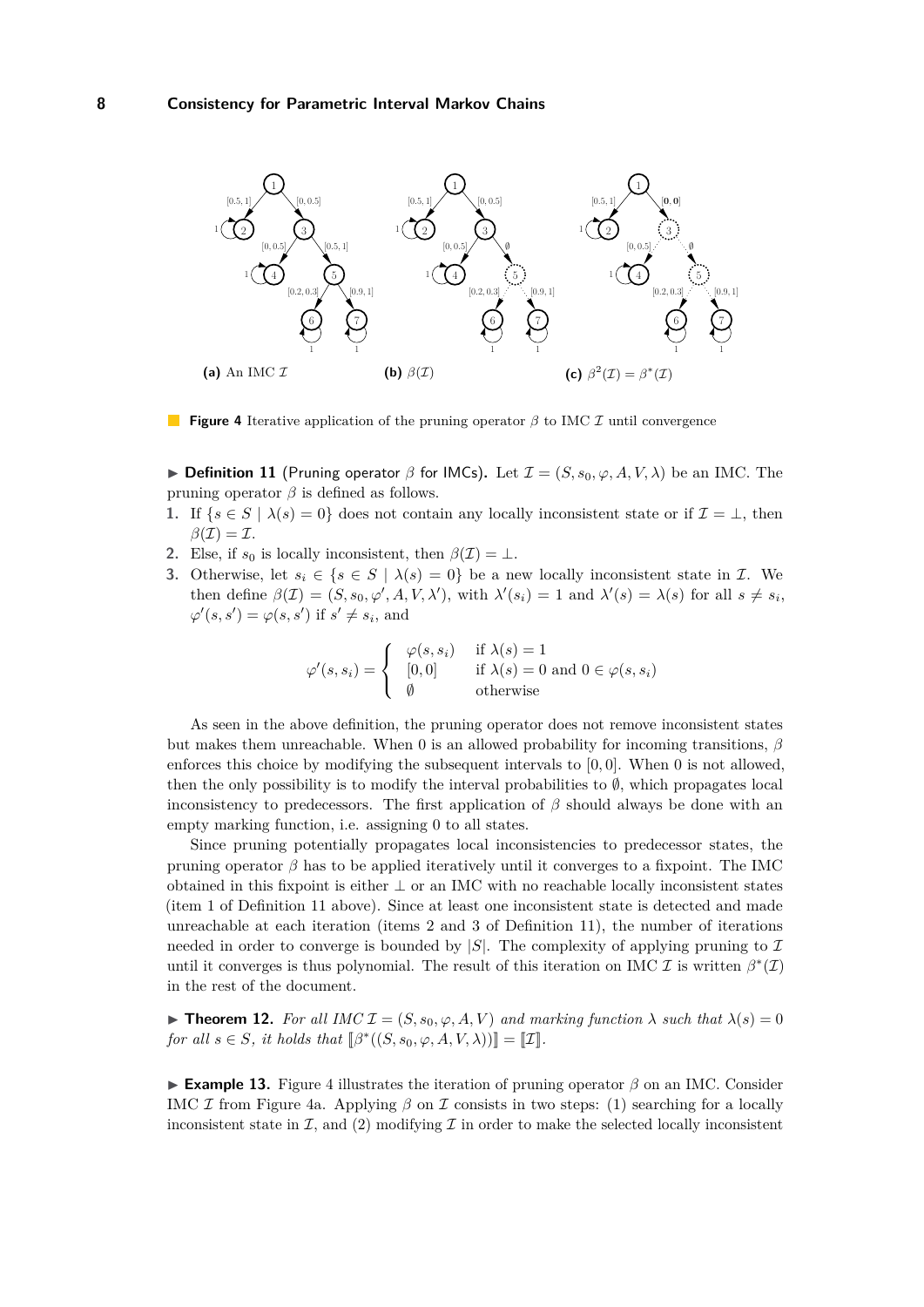**Figure 4** Iterative application of the pruning operator $\beta$ to IMC $\mathcal{I}$ until convergence

(a) An IMC $\mathcal{I}$ (b) $\beta(\mathcal{I})$ (c) $\beta^2(\mathcal{I}) = \beta^*(\mathcal{I})$

▶ **Definition 11** (Pruning operator $\beta$ for IMCs)**.** Let $\mathcal{I} = (S, s_0, \varphi, A, V, \lambda)$ be an IMC. The pruning operator $\beta$ is defined as follows.

1. If $\{s \in S \mid \lambda(s) = 0\}$ does not contain any locally inconsistent state or if $\mathcal{I} = \bot$, then $\beta(\mathcal{I}) = \mathcal{I}$.
2. Else, if $s_0$ is locally inconsistent, then $\beta(\mathcal{I}) = \bot$.
3. Otherwise, let $s_i \in \{s \in S \mid \lambda(s) = 0\}$ be a new locally inconsistent state in $\mathcal{I}$. We then define $\beta(\mathcal{I}) = (S, s_0, \varphi', A, V, \lambda')$, with $\lambda'(s_i) = 1$ and $\lambda'(s) = \lambda(s)$ for all $s \neq s_i$, $\varphi'(s, s') = \varphi(s, s')$ if $s' \neq s_i$, and

$$\varphi'(s, s_i) = \begin{cases} \varphi(s, s_i) & \text{if } \lambda(s) = 1 \\ [0, 0] & \text{if } \lambda(s) = 0 \text{ and } 0 \in \varphi(s, s_i) \\ \emptyset & \text{otherwise} \end{cases}$$

As seen in the above definition, the pruning operator does not remove inconsistent states but makes them unreachable. When 0 is an allowed probability for incoming transitions, $\beta$ enforces this choice by modifying the subsequent intervals to $[0, 0]$. When 0 is not allowed, then the only possibility is to modify the interval probabilities to $\emptyset$, which propagates local inconsistency to predecessors. The first application of $\beta$ should always be done with an empty marking function, i.e. assigning 0 to all states.

Since pruning potentially propagates local inconsistencies to predecessor states, the pruning operator $\beta$ has to be applied iteratively until it converges to a fixpoint. The IMC obtained in this fixpoint is either $\bot$ or an IMC with no reachable locally inconsistent states (item 1 of Definition 11 above). Since at least one inconsistent state is detected and made unreachable at each iteration (items 2 and 3 of Definition 11), the number of iterations needed in order to converge is bounded by $|S|$. The complexity of applying pruning to $\mathcal{I}$ until it converges is thus polynomial. The result of this iteration on IMC $\mathcal{I}$ is written $\beta^*(\mathcal{I})$ in the rest of the document.

▶ **Theorem 12.** *For all IMC $\mathcal{I} = (S, s_0, \varphi, A, V)$ and marking function $\lambda$ such that $\lambda(s) = 0$ for all $s \in S$, it holds that $[\![\beta^*((S, s_0, \varphi, A, V, \lambda))]\!] = [\![\mathcal{I}]\!]$.*

▶ **Example 13.** Figure 4 illustrates the iteration of pruning operator $\beta$ on an IMC. Consider IMC $\mathcal{I}$ from Figure 4a. Applying $\beta$ on $\mathcal{I}$ consists in two steps: (1) searching for a locally inconsistent state in $\mathcal{I}$, and (2) modifying $\mathcal{I}$ in order to make the selected locally inconsistent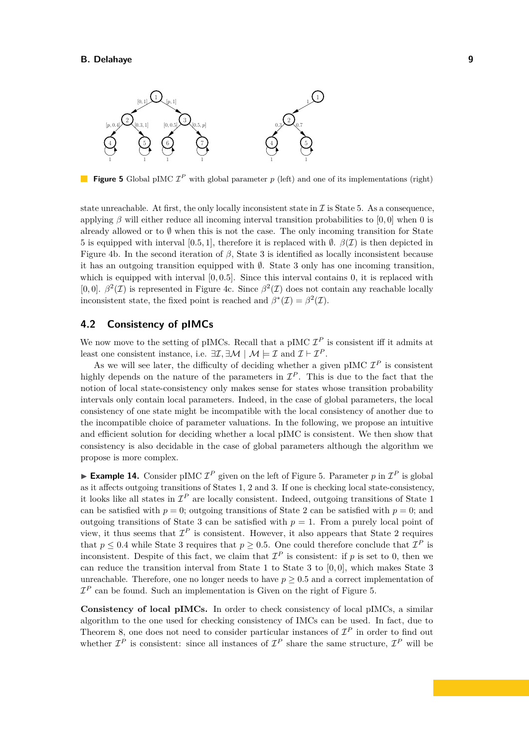**Figure 5** Global pIMC $\mathcal{I}^P$ with global parameter $p$ (left) and one of its implementations (right)

state unreachable. At first, the only locally inconsistent state in $\mathcal{I}$ is State 5. As a consequence, applying $\beta$ will either reduce all incoming interval transition probabilities to $[0, 0]$ when 0 is already allowed or to $\emptyset$ when this is not the case. The only incoming transition for State 5 is equipped with interval $[0.5, 1]$, therefore it is replaced with $\emptyset$. $\beta(\mathcal{I})$ is then depicted in Figure 4b. In the second iteration of $\beta$, State 3 is identified as locally inconsistent because it has an outgoing transition equipped with $\emptyset$. State 3 only has one incoming transition, which is equipped with interval $[0, 0.5]$. Since this interval contains 0, it is replaced with $[0, 0]$. $\beta^2(\mathcal{I})$ is represented in Figure 4c. Since $\beta^2(\mathcal{I})$ does not contain any reachable locally inconsistent state, the fixed point is reached and $\beta^*(\mathcal{I}) = \beta^2(\mathcal{I})$.

## 4.2 Consistency of pIMCs

We now move to the setting of pIMCs. Recall that a pIMC $\mathcal{I}^P$ is consistent iff it admits at least one consistent instance, i.e. $\exists \mathcal{I}, \exists \mathcal{M} \mid \mathcal{M} \models \mathcal{I}$ and $\mathcal{I} \vdash \mathcal{I}^P$.

As we will see later, the difficulty of deciding whether a given pIMC $\mathcal{I}^P$ is consistent highly depends on the nature of the parameters in $\mathcal{I}^P$. This is due to the fact that the notion of local state-consistency only makes sense for states whose transition probability intervals only contain local parameters. Indeed, in the case of global parameters, the local consistency of one state might be incompatible with the local consistency of another due to the incompatible choice of parameter valuations. In the following, we propose an intuitive and efficient solution for deciding whether a local pIMC is consistent. We then show that consistency is also decidable in the case of global parameters although the algorithm we propose is more complex.

► **Example 14.** Consider pIMC $\mathcal{I}^P$ given on the left of Figure 5. Parameter $p$ in $\mathcal{I}^P$ is global as it affects outgoing transitions of States 1, 2 and 3. If one is checking local state-consistency, it looks like all states in $\mathcal{I}^P$ are locally consistent. Indeed, outgoing transitions of State 1 can be satisfied with $p = 0$; outgoing transitions of State 2 can be satisfied with $p = 0$; and outgoing transitions of State 3 can be satisfied with $p = 1$. From a purely local point of view, it thus seems that $\mathcal{I}^P$ is consistent. However, it also appears that State 2 requires that $p \leq 0.4$ while State 3 requires that $p \geq 0.5$. One could therefore conclude that $\mathcal{I}^P$ is inconsistent. Despite of this fact, we claim that $\mathcal{I}^P$ is consistent: if $p$ is set to 0, then we can reduce the transition interval from State 1 to State 3 to $[0, 0]$, which makes State 3 unreachable. Therefore, one no longer needs to have $p \geq 0.5$ and a correct implementation of $\mathcal{I}^P$ can be found. Such an implementation is Given on the right of Figure 5.

**Consistency of local pIMCs.** In order to check consistency of local pIMCs, a similar algorithm to the one used for checking consistency of IMCs can be used. In fact, due to Theorem 8, one does not need to consider particular instances of $\mathcal{I}^P$ in order to find out whether $\mathcal{I}^P$ is consistent: since all instances of $\mathcal{I}^P$ share the same structure, $\mathcal{I}^P$ will be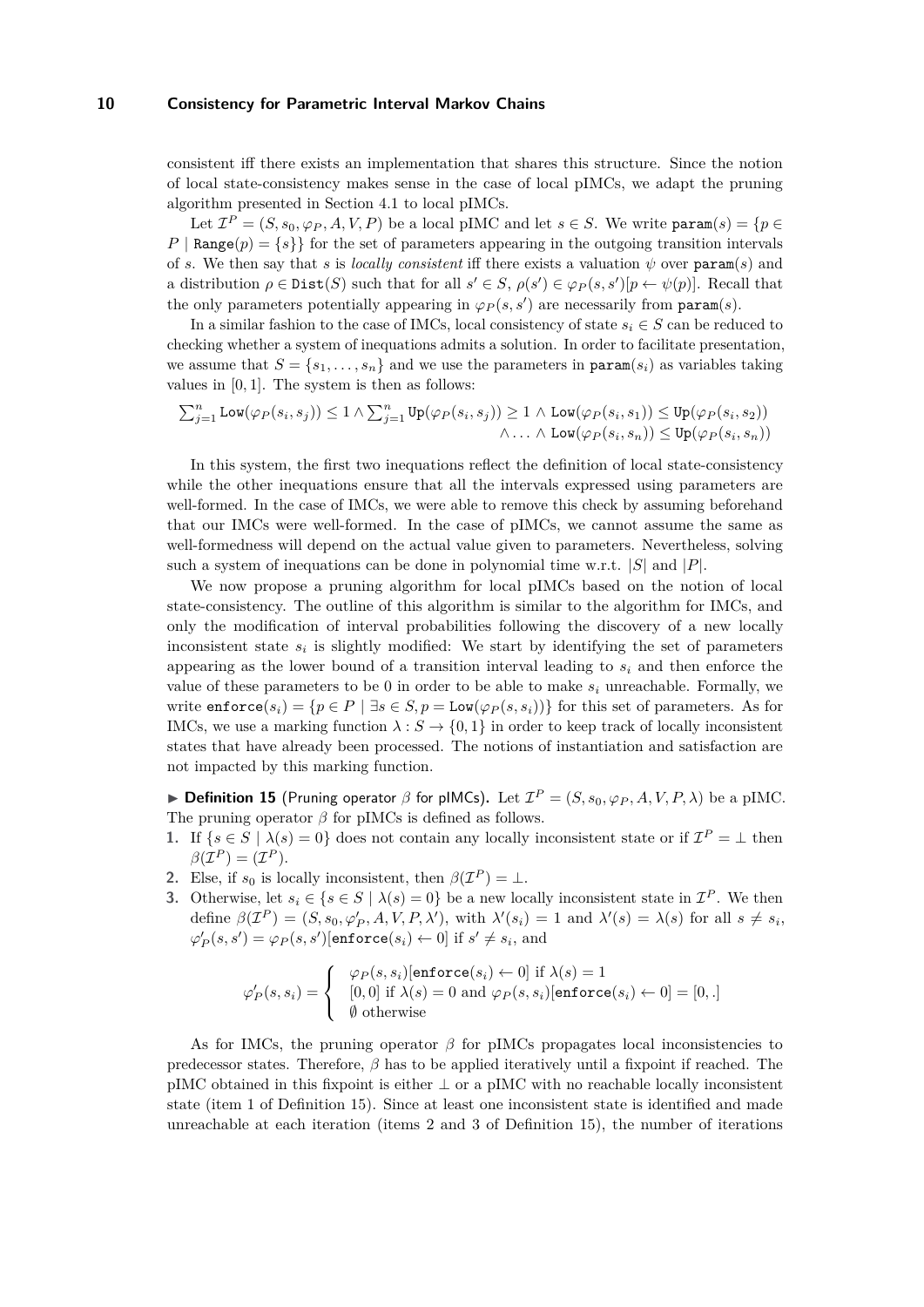consistent iff there exists an implementation that shares this structure. Since the notion of local state-consistency makes sense in the case of local pIMCs, we adapt the pruning algorithm presented in Section 4.1 to local pIMCs.

Let $\mathcal{I}^P = (S, s_0, \varphi_P, A, V, P)$ be a local pIMC and let $s \in S$. We write $\texttt{param}(s) = \{p \in P \mid \texttt{Range}(p) = \{s\}\}$ for the set of parameters appearing in the outgoing transition intervals of $s$. We then say that $s$ is *locally consistent* iff there exists a valuation $\psi$ over $\texttt{param}(s)$ and a distribution $\rho \in \texttt{Dist}(S)$ such that for all $s' \in S$, $\rho(s') \in \varphi_P(s, s')[p \leftarrow \psi(p)]$. Recall that the only parameters potentially appearing in $\varphi_P(s, s')$ are necessarily from $\texttt{param}(s)$.

In a similar fashion to the case of IMCs, local consistency of state $s_i \in S$ can be reduced to checking whether a system of inequations admits a solution. In order to facilitate presentation, we assume that $S = \{s_1, \dots, s_n\}$ and we use the parameters in $\texttt{param}(s_i)$ as variables taking values in $[0, 1]$. The system is then as follows:

$$\sum_{j=1}^{n} \texttt{Low}(\varphi_P(s_i, s_j)) \leq 1 \wedge \sum_{j=1}^{n} \texttt{Up}(\varphi_P(s_i, s_j)) \geq 1 \wedge \texttt{Low}(\varphi_P(s_i, s_1)) \leq \texttt{Up}(\varphi_P(s_i, s_2)) \\ \wedge \dots \wedge \texttt{Low}(\varphi_P(s_i, s_n)) \leq \texttt{Up}(\varphi_P(s_i, s_n))$$

In this system, the first two inequations reflect the definition of local state-consistency while the other inequations ensure that all the intervals expressed using parameters are well-formed. In the case of IMCs, we were able to remove this check by assuming beforehand that our IMCs were well-formed. In the case of pIMCs, we cannot assume the same as well-formedness will depend on the actual value given to parameters. Nevertheless, solving such a system of inequations can be done in polynomial time w.r.t. $|S|$ and $|P|$.

We now propose a pruning algorithm for local pIMCs based on the notion of local state-consistency. The outline of this algorithm is similar to the algorithm for IMCs, and only the modification of interval probabilities following the discovery of a new locally inconsistent state $s_i$ is slightly modified: We start by identifying the set of parameters appearing as the lower bound of a transition interval leading to $s_i$ and then enforce the value of these parameters to be 0 in order to be able to make $s_i$ unreachable. Formally, we write $\texttt{enforce}(s_i) = \{p \in P \mid \exists s \in S, p = \texttt{Low}(\varphi_P(s, s_i))\}$ for this set of parameters. As for IMCs, we use a marking function $\lambda : S \to \{0, 1\}$ in order to keep track of locally inconsistent states that have already been processed. The notions of instantiation and satisfaction are not impacted by this marking function.

▶ **Definition 15** (Pruning operator $\beta$ for pIMCs)**.** Let $\mathcal{I}^P = (S, s_0, \varphi_P, A, V, P, \lambda)$ be a pIMC. The pruning operator $\beta$ for pIMCs is defined as follows.

1. If $\{s \in S \mid \lambda(s) = 0\}$ does not contain any locally inconsistent state or if $\mathcal{I}^P = \bot$ then $\beta(\mathcal{I}^P) = (\mathcal{I}^P)$.
2. Else, if $s_0$ is locally inconsistent, then $\beta(\mathcal{I}^P) = \bot$.
3. Otherwise, let $s_i \in \{s \in S \mid \lambda(s) = 0\}$ be a new locally inconsistent state in $\mathcal{I}^P$. We then define $\beta(\mathcal{I}^P) = (S, s_0, \varphi'_P, A, V, P, \lambda')$, with $\lambda'(s_i) = 1$ and $\lambda'(s) = \lambda(s)$ for all $s \neq s_i$, $\varphi'_P(s, s') = \varphi_P(s, s')[\texttt{enforce}(s_i) \leftarrow 0]$ if $s' \neq s_i$, and

$$\varphi'_P(s, s_i) = \begin{cases} \varphi_P(s, s_i)[\texttt{enforce}(s_i) \leftarrow 0] \text{ if } \lambda(s) = 1 \\ [0, 0] \text{ if } \lambda(s) = 0 \text{ and } \varphi_P(s, s_i)[\texttt{enforce}(s_i) \leftarrow 0] = [0, .] \\ \emptyset \text{ otherwise} \end{cases}$$

As for IMCs, the pruning operator $\beta$ for pIMCs propagates local inconsistencies to predecessor states. Therefore, $\beta$ has to be applied iteratively until a fixpoint if reached. The pIMC obtained in this fixpoint is either $\bot$ or a pIMC with no reachable locally inconsistent state (item 1 of Definition 15). Since at least one inconsistent state is identified and made unreachable at each iteration (items 2 and 3 of Definition 15), the number of iterations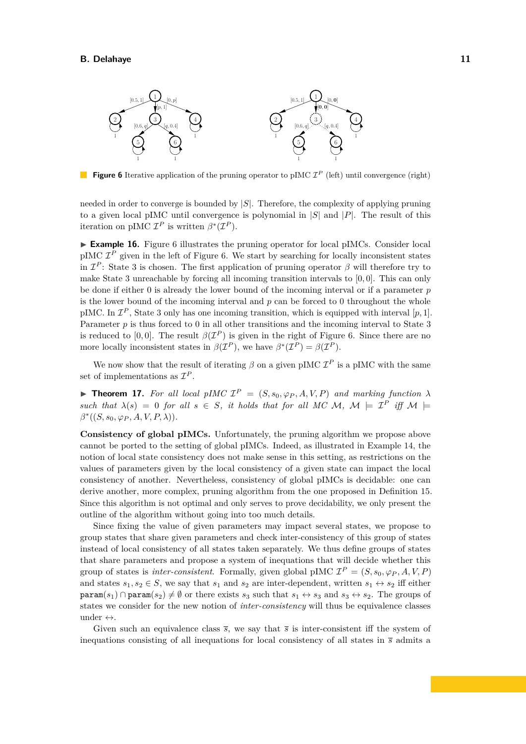**Figure 6** Iterative application of the pruning operator to pIMC $\mathcal{I}^P$ (left) until convergence (right)

needed in order to converge is bounded by $|S|$. Therefore, the complexity of applying pruning to a given local pIMC until convergence is polynomial in $|S|$ and $|P|$. The result of this iteration on pIMC $\mathcal{I}^P$ is written $\beta^*(\mathcal{I}^P)$.

▶ **Example 16.** Figure 6 illustrates the pruning operator for local pIMCs. Consider local pIMC $\mathcal{I}^P$ given in the left of Figure 6. We start by searching for locally inconsistent states in $\mathcal{I}^P$: State 3 is chosen. The first application of pruning operator $\beta$ will therefore try to make State 3 unreachable by forcing all incoming transition intervals to $[0, 0]$. This can only be done if either 0 is already the lower bound of the incoming interval or if a parameter $p$ is the lower bound of the incoming interval and $p$ can be forced to 0 throughout the whole pIMC. In $\mathcal{I}^P$, State 3 only has one incoming transition, which is equipped with interval $[p, 1]$. Parameter $p$ is thus forced to 0 in all other transitions and the incoming interval to State 3 is reduced to $[0, 0]$. The result $\beta(\mathcal{I}^P)$ is given in the right of Figure 6. Since there are no more locally inconsistent states in $\beta(\mathcal{I}^P)$, we have $\beta^*(\mathcal{I}^P) = \beta(\mathcal{I}^P)$.

We now show that the result of iterating $\beta$ on a given pIMC $\mathcal{I}^P$ is a pIMC with the same set of implementations as $\mathcal{I}^P$.

▶ **Theorem 17.** *For all local pIMC $\mathcal{I}^P = (S, s_0, \varphi_P, A, V, P)$ and marking function $\lambda$ such that $\lambda(s) = 0$ for all $s \in S$, it holds that for all MC $\mathcal{M}$, $\mathcal{M} \models \mathcal{I}^P$ iff $\mathcal{M} \models \beta^*((S, s_0, \varphi_P, A, V, P, \lambda))$.*

**Consistency of global pIMCs.** Unfortunately, the pruning algorithm we propose above cannot be ported to the setting of global pIMCs. Indeed, as illustrated in Example 14, the notion of local state consistency does not make sense in this setting, as restrictions on the values of parameters given by the local consistency of a given state can impact the local consistency of another. Nevertheless, consistency of global pIMCs is decidable: one can derive another, more complex, pruning algorithm from the one proposed in Definition 15. Since this algorithm is not optimal and only serves to prove decidability, we only present the outline of the algorithm without going into too much details.

Since fixing the value of given parameters may impact several states, we propose to group states that share given parameters and check inter-consistency of this group of states instead of local consistency of all states taken separately. We thus define groups of states that share parameters and propose a system of inequations that will decide whether this group of states is *inter-consistent*. Formally, given global pIMC $\mathcal{I}^P = (S, s_0, \varphi_P, A, V, P)$ and states $s_1, s_2 \in S$, we say that $s_1$ and $s_2$ are inter-dependent, written $s_1 \leftrightarrow s_2$ iff either $\texttt{param}(s_1) \cap \texttt{param}(s_2) \neq \emptyset$ or there exists $s_3$ such that $s_1 \leftrightarrow s_3$ and $s_3 \leftrightarrow s_2$. The groups of states we consider for the new notion of *inter-consistency* will thus be equivalence classes under $\leftrightarrow$.

Given such an equivalence class $\overline{s}$, we say that $\overline{s}$ is inter-consistent iff the system of inequations consisting of all inequations for local consistency of all states in $\overline{s}$ admits a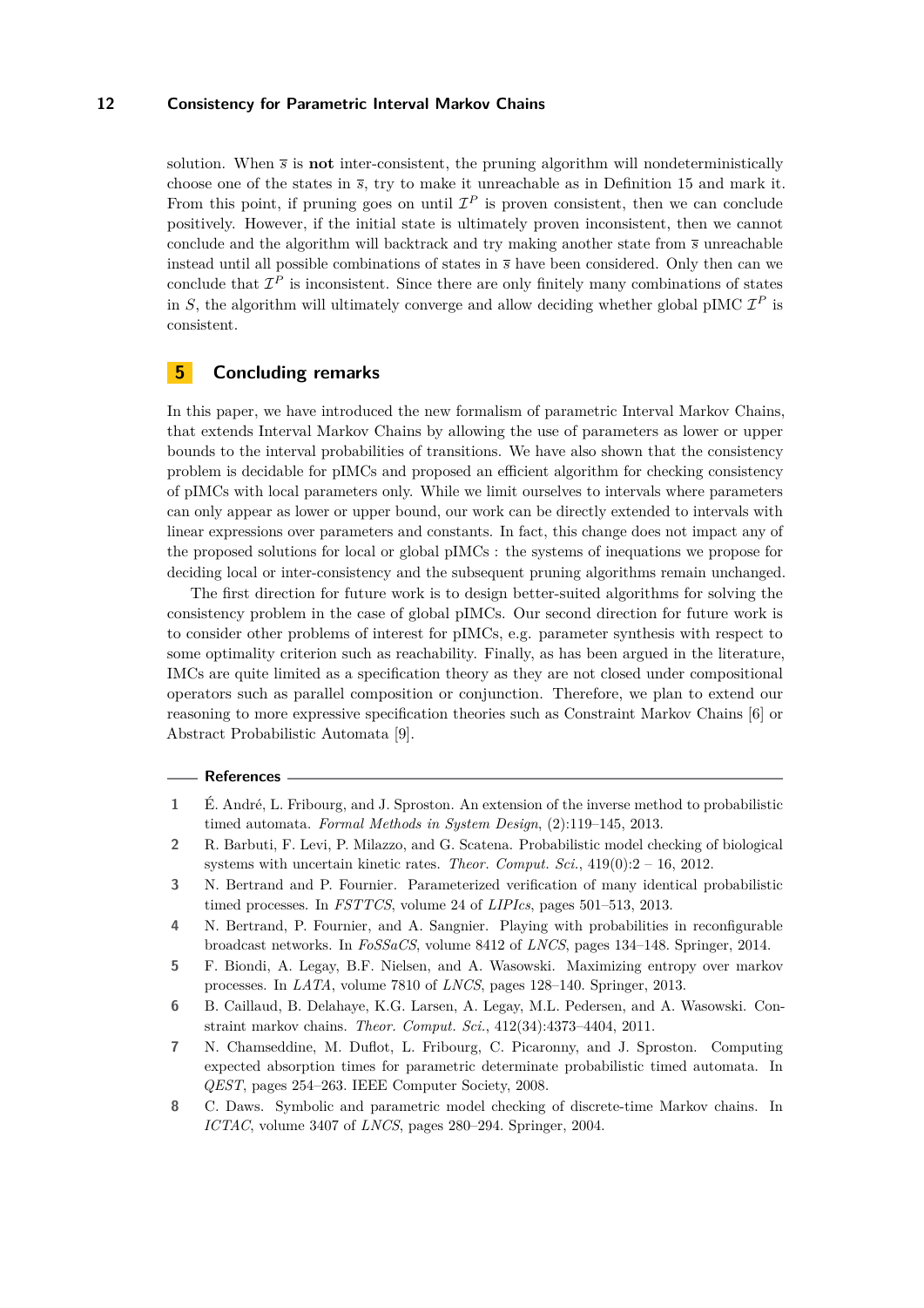solution. When $\overline{s}$ is **not** inter-consistent, the pruning algorithm will nondeterministically choose one of the states in $\overline{s}$, try to make it unreachable as in Definition 15 and mark it. From this point, if pruning goes on until $\mathcal{I}^P$ is proven consistent, then we can conclude positively. However, if the initial state is ultimately proven inconsistent, then we cannot conclude and the algorithm will backtrack and try making another state from $\overline{s}$ unreachable instead until all possible combinations of states in $\overline{s}$ have been considered. Only then can we conclude that $\mathcal{I}^P$ is inconsistent. Since there are only finitely many combinations of states in $S$, the algorithm will ultimately converge and allow deciding whether global pIMC $\mathcal{I}^P$ is consistent.

## 5 Concluding remarks

In this paper, we have introduced the new formalism of parametric Interval Markov Chains, that extends Interval Markov Chains by allowing the use of parameters as lower or upper bounds to the interval probabilities of transitions. We have also shown that the consistency problem is decidable for pIMCs and proposed an efficient algorithm for checking consistency of pIMCs with local parameters only. While we limit ourselves to intervals where parameters can only appear as lower or upper bound, our work can be directly extended to intervals with linear expressions over parameters and constants. In fact, this change does not impact any of the proposed solutions for local or global pIMCs : the systems of inequations we propose for deciding local or inter-consistency and the subsequent pruning algorithms remain unchanged.

The first direction for future work is to design better-suited algorithms for solving the consistency problem in the case of global pIMCs. Our second direction for future work is to consider other problems of interest for pIMCs, e.g. parameter synthesis with respect to some optimality criterion such as reachability. Finally, as has been argued in the literature, IMCs are quite limited as a specification theory as they are not closed under compositional operators such as parallel composition or conjunction. Therefore, we plan to extend our reasoning to more expressive specification theories such as Constraint Markov Chains [6] or Abstract Probabilistic Automata [9].

### References

1. É. André, L. Fribourg, and J. Sproston. An extension of the inverse method to probabilistic timed automata. *Formal Methods in System Design*, (2):119–145, 2013.
2. R. Barbuti, F. Levi, P. Milazzo, and G. Scatena. Probabilistic model checking of biological systems with uncertain kinetic rates. *Theor. Comput. Sci.*, 419(0):2 – 16, 2012.
3. N. Bertrand and P. Fournier. Parameterized verification of many identical probabilistic timed processes. In *FSTTCS*, volume 24 of *LIPIcs*, pages 501–513, 2013.
4. N. Bertrand, P. Fournier, and A. Sangnier. Playing with probabilities in reconfigurable broadcast networks. In *FoSSaCS*, volume 8412 of *LNCS*, pages 134–148. Springer, 2014.
5. F. Biondi, A. Legay, B.F. Nielsen, and A. Wasowski. Maximizing entropy over markov processes. In *LATA*, volume 7810 of *LNCS*, pages 128–140. Springer, 2013.
6. B. Caillaud, B. Delahaye, K.G. Larsen, A. Legay, M.L. Pedersen, and A. Wasowski. Constraint markov chains. *Theor. Comput. Sci.*, 412(34):4373–4404, 2011.
7. N. Chamseddine, M. Duflot, L. Fribourg, C. Picaronny, and J. Sproston. Computing expected absorption times for parametric determinate probabilistic timed automata. In *QEST*, pages 254–263. IEEE Computer Society, 2008.
8. C. Daws. Symbolic and parametric model checking of discrete-time Markov chains. In *ICTAC*, volume 3407 of *LNCS*, pages 280–294. Springer, 2004.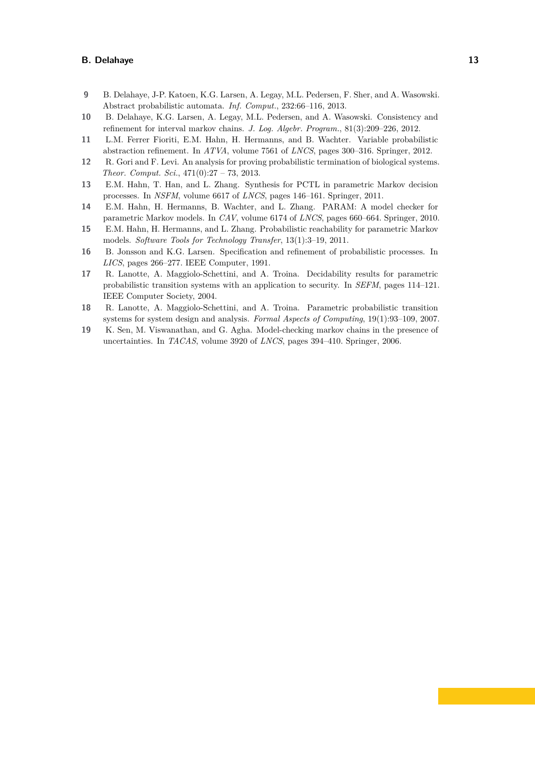9. B. Delahaye, J-P. Katoen, K.G. Larsen, A. Legay, M.L. Pedersen, F. Sher, and A. Wasowski. Abstract probabilistic automata. *Inf. Comput.*, 232:66–116, 2013.
10. B. Delahaye, K.G. Larsen, A. Legay, M.L. Pedersen, and A. Wasowski. Consistency and refinement for interval markov chains. *J. Log. Algebr. Program.*, 81(3):209–226, 2012.
11. L.M. Ferrer Fioriti, E.M. Hahn, H. Hermanns, and B. Wachter. Variable probabilistic abstraction refinement. In *ATVA*, volume 7561 of *LNCS*, pages 300–316. Springer, 2012.
12. R. Gori and F. Levi. An analysis for proving probabilistic termination of biological systems. *Theor. Comput. Sci.*, 471(0):27 – 73, 2013.
13. E.M. Hahn, T. Han, and L. Zhang. Synthesis for PCTL in parametric Markov decision processes. In *NSFM*, volume 6617 of *LNCS*, pages 146–161. Springer, 2011.
14. E.M. Hahn, H. Hermanns, B. Wachter, and L. Zhang. PARAM: A model checker for parametric Markov models. In *CAV*, volume 6174 of *LNCS*, pages 660–664. Springer, 2010.
15. E.M. Hahn, H. Hermanns, and L. Zhang. Probabilistic reachability for parametric Markov models. *Software Tools for Technology Transfer*, 13(1):3–19, 2011.
16. B. Jonsson and K.G. Larsen. Specification and refinement of probabilistic processes. In *LICS*, pages 266–277. IEEE Computer, 1991.
17. R. Lanotte, A. Maggiolo-Schettini, and A. Troina. Decidability results for parametric probabilistic transition systems with an application to security. In *SEFM*, pages 114–121. IEEE Computer Society, 2004.
18. R. Lanotte, A. Maggiolo-Schettini, and A. Troina. Parametric probabilistic transition systems for system design and analysis. *Formal Aspects of Computing*, 19(1):93–109, 2007.
19. K. Sen, M. Viswanathan, and G. Agha. Model-checking markov chains in the presence of uncertainties. In *TACAS*, volume 3920 of *LNCS*, pages 394–410. Springer, 2006.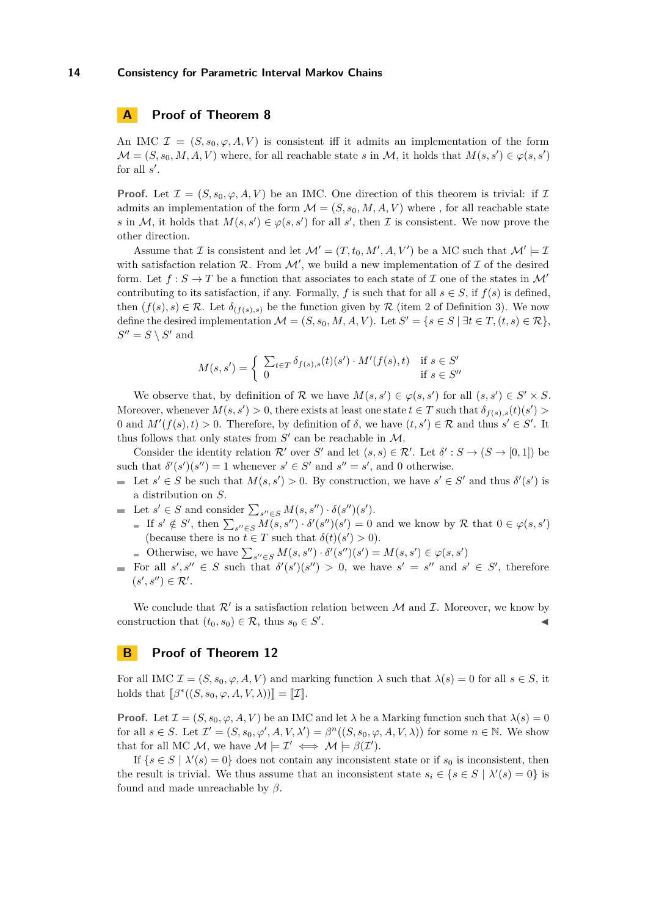## A Proof of Theorem 8

An IMC $\mathcal{I} = (S, s_0, \varphi, A, V)$ is consistent iff it admits an implementation of the form $\mathcal{M} = (S, s_0, M, A, V)$ where, for all reachable state $s$ in $\mathcal{M}$, it holds that $M(s, s') \in \varphi(s, s')$ for all $s'$.

**Proof.** Let $\mathcal{I} = (S, s_0, \varphi, A, V)$ be an IMC. One direction of this theorem is trivial: if $\mathcal{I}$ admits an implementation of the form $\mathcal{M} = (S, s_0, M, A, V)$ where , for all reachable state $s$ in $\mathcal{M}$, it holds that $M(s, s') \in \varphi(s, s')$ for all $s'$, then $\mathcal{I}$ is consistent. We now prove the other direction.

Assume that $\mathcal{I}$ is consistent and let $\mathcal{M}' = (T, t_0, M', A, V')$ be a MC such that $\mathcal{M}' \models \mathcal{I}$ with satisfaction relation $\mathcal{R}$. From $\mathcal{M}'$, we build a new implementation of $\mathcal{I}$ of the desired form. Let $f : S \to T$ be a function that associates to each state of $\mathcal{I}$ one of the states in $\mathcal{M}'$ contributing to its satisfaction, if any. Formally, $f$ is such that for all $s \in S$, if $f(s)$ is defined, then $(f(s), s) \in \mathcal{R}$. Let $\delta_{(f(s),s)}$ be the function given by $\mathcal{R}$ (item 2 of Definition 3). We now define the desired implementation $\mathcal{M} = (S, s_0, M, A, V)$. Let $S' = \{s \in S \mid \exists t \in T, (t, s) \in \mathcal{R}\}$, $S'' = S \setminus S'$ and

$$M(s, s') = \begin{cases} \sum_{t \in T} \delta_{f(s),s}(t)(s') \cdot M'(f(s), t) & \text{if } s \in S' \\ 0 & \text{if } s \in S'' \end{cases}$$

We observe that, by definition of $\mathcal{R}$ we have $M(s, s') \in \varphi(s, s')$ for all $(s, s') \in S' \times S$. Moreover, whenever $M(s, s') > 0$, there exists at least one state $t \in T$ such that $\delta_{f(s),s}(t)(s') > 0$ and $M'(f(s), t) > 0$. Therefore, by definition of $\delta$, we have $(t, s') \in \mathcal{R}$ and thus $s' \in S'$. It thus follows that only states from $S'$ can be reachable in $\mathcal{M}$.

Consider the identity relation $\mathcal{R}'$ over $S'$ and let $(s, s) \in \mathcal{R}'$. Let $\delta' : S \to (S \to [0, 1])$ be such that $\delta'(s')(s'') = 1$ whenever $s' \in S'$ and $s'' = s'$, and 0 otherwise.

- Let $s' \in S$ be such that $M(s, s') > 0$. By construction, we have $s' \in S'$ and thus $\delta'(s')$ is a distribution on $S$.
- Let $s' \in S$ and consider $\sum_{s'' \in S} M(s, s'') \cdot \delta(s'')(s')$.
  - If $s' \notin S'$, then $\sum_{s'' \in S} M(s, s'') \cdot \delta'(s'')(s') = 0$ and we know by $\mathcal{R}$ that $0 \in \varphi(s, s')$ (because there is no $t \in T$ such that $\delta(t)(s') > 0$).
  - Otherwise, we have $\sum_{s'' \in S} M(s, s'') \cdot \delta'(s'')(s') = M(s, s') \in \varphi(s, s')$
- For all $s', s'' \in S$ such that $\delta'(s')(s'') > 0$, we have $s' = s''$ and $s' \in S'$, therefore $(s', s'') \in \mathcal{R}'$.

We conclude that $\mathcal{R}'$ is a satisfaction relation between $\mathcal{M}$ and $\mathcal{I}$. Moreover, we know by construction that $(t_0, s_0) \in \mathcal{R}$, thus $s_0 \in S'$. ◀

## B Proof of Theorem 12

For all IMC $\mathcal{I} = (S, s_0, \varphi, A, V)$ and marking function $\lambda$ such that $\lambda(s) = 0$ for all $s \in S$, it holds that $[\![\beta^*((S, s_0, \varphi, A, V, \lambda))]\!] = [\![\mathcal{I}]\!]$.

**Proof.** Let $\mathcal{I} = (S, s_0, \varphi, A, V)$ be an IMC and let $\lambda$ be a Marking function such that $\lambda(s) = 0$ for all $s \in S$. Let $\mathcal{I}' = (S, s_0, \varphi', A, V, \lambda') = \beta^n((S, s_0, \varphi, A, V, \lambda))$ for some $n \in \mathbb{N}$. We show that for all MC $\mathcal{M}$, we have $\mathcal{M} \models \mathcal{I}' \iff \mathcal{M} \models \beta(\mathcal{I}')$.

If $\{s \in S \mid \lambda'(s) = 0\}$ does not contain any inconsistent state or if $s_0$ is inconsistent, then the result is trivial. We thus assume that an inconsistent state $s_i \in \{s \in S \mid \lambda'(s) = 0\}$ is found and made unreachable by $\beta$.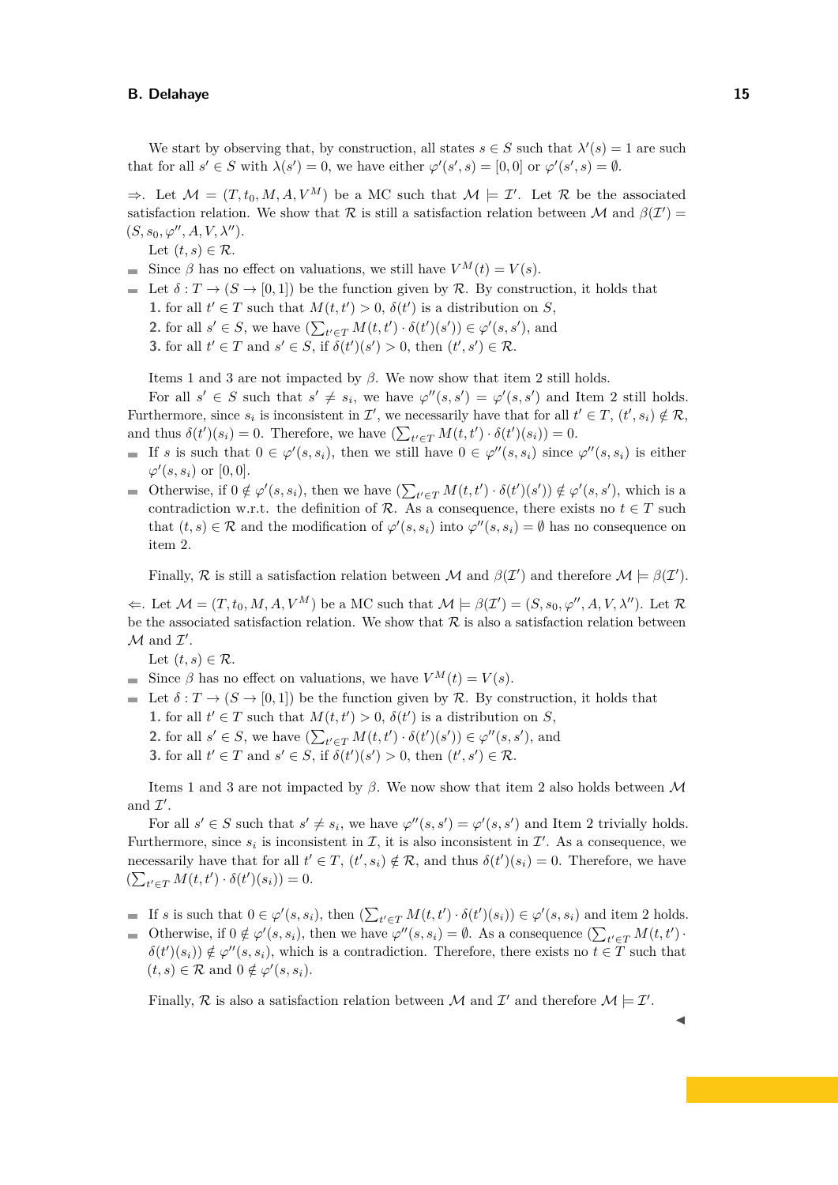We start by observing that, by construction, all states $s \in S$ such that $\lambda'(s) = 1$ are such that for all $s' \in S$ with $\lambda(s') = 0$, we have either $\varphi'(s', s) = [0, 0]$ or $\varphi'(s', s) = \emptyset$.

$\Rightarrow$. Let $\mathcal{M} = (T, t_0, M, A, V^M)$ be a MC such that $\mathcal{M} \models \mathcal{I}'$. Let $\mathcal{R}$ be the associated satisfaction relation. We show that $\mathcal{R}$ is still a satisfaction relation between $\mathcal{M}$ and $\beta(\mathcal{I}') = (S, s_0, \varphi'', A, V, \lambda'')$.

Let $(t, s) \in \mathcal{R}$.

- Since $\beta$ has no effect on valuations, we still have $V^M(t) = V(s)$.
- Let $\delta : T \to (S \to [0, 1])$ be the function given by $\mathcal{R}$. By construction, it holds that
  1. for all $t' \in T$ such that $M(t, t') > 0$, $\delta(t')$ is a distribution on $S$,
  2. for all $s' \in S$, we have $(\sum_{t' \in T} M(t, t') \cdot \delta(t')(s')) \in \varphi'(s, s')$, and
  3. for all $t' \in T$ and $s' \in S$, if $\delta(t')(s') > 0$, then $(t', s') \in \mathcal{R}$.

Items 1 and 3 are not impacted by $\beta$. We now show that item 2 still holds.

For all $s' \in S$ such that $s' \neq s_i$, we have $\varphi''(s, s') = \varphi'(s, s')$ and Item 2 still holds. Furthermore, since $s_i$ is inconsistent in $\mathcal{I}'$, we necessarily have that for all $t' \in T$, $(t', s_i) \notin \mathcal{R}$, and thus $\delta(t')(s_i) = 0$. Therefore, we have $(\sum_{t' \in T} M(t, t') \cdot \delta(t')(s_i)) = 0$.

- If $s$ is such that $0 \in \varphi'(s, s_i)$, then we still have $0 \in \varphi''(s, s_i)$ since $\varphi''(s, s_i)$ is either $\varphi'(s, s_i)$ or $[0, 0]$.
- Otherwise, if $0 \notin \varphi'(s, s_i)$, then we have $(\sum_{t' \in T} M(t, t') \cdot \delta(t')(s')) \notin \varphi'(s, s')$, which is a contradiction w.r.t. the definition of $\mathcal{R}$. As a consequence, there exists no $t \in T$ such that $(t, s) \in \mathcal{R}$ and the modification of $\varphi'(s, s_i)$ into $\varphi''(s, s_i) = \emptyset$ has no consequence on item 2.

Finally, $\mathcal{R}$ is still a satisfaction relation between $\mathcal{M}$ and $\beta(\mathcal{I}')$ and therefore $\mathcal{M} \models \beta(\mathcal{I}')$.

$\Leftarrow$. Let $\mathcal{M} = (T, t_0, M, A, V^M)$ be a MC such that $\mathcal{M} \models \beta(\mathcal{I}') = (S, s_0, \varphi'', A, V, \lambda'')$. Let $\mathcal{R}$ be the associated satisfaction relation. We show that $\mathcal{R}$ is also a satisfaction relation between $\mathcal{M}$ and $\mathcal{I}'$.

Let $(t, s) \in \mathcal{R}$.

- Since $\beta$ has no effect on valuations, we have $V^M(t) = V(s)$.
- Let $\delta : T \to (S \to [0, 1])$ be the function given by $\mathcal{R}$. By construction, it holds that
  1. for all $t' \in T$ such that $M(t, t') > 0$, $\delta(t')$ is a distribution on $S$,
  2. for all $s' \in S$, we have $(\sum_{t' \in T} M(t, t') \cdot \delta(t')(s')) \in \varphi''(s, s')$, and
  3. for all $t' \in T$ and $s' \in S$, if $\delta(t')(s') > 0$, then $(t', s') \in \mathcal{R}$.

Items 1 and 3 are not impacted by $\beta$. We now show that item 2 also holds between $\mathcal{M}$ and $\mathcal{I}'$.

For all $s' \in S$ such that $s' \neq s_i$, we have $\varphi''(s, s') = \varphi'(s, s')$ and Item 2 trivially holds. Furthermore, since $s_i$ is inconsistent in $\mathcal{I}$, it is also inconsistent in $\mathcal{I}'$. As a consequence, we necessarily have that for all $t' \in T$, $(t', s_i) \notin \mathcal{R}$, and thus $\delta(t')(s_i) = 0$. Therefore, we have $(\sum_{t' \in T} M(t, t') \cdot \delta(t')(s_i)) = 0$.

- If $s$ is such that $0 \in \varphi'(s, s_i)$, then $(\sum_{t' \in T} M(t, t') \cdot \delta(t')(s_i)) \in \varphi'(s, s_i)$ and item 2 holds.
- Otherwise, if $0 \notin \varphi'(s, s_i)$, then we have $\varphi''(s, s_i) = \emptyset$. As a consequence $(\sum_{t' \in T} M(t, t') \cdot \delta(t')(s_i)) \notin \varphi''(s, s_i)$, which is a contradiction. Therefore, there exists no $t \in T$ such that $(t, s) \in \mathcal{R}$ and $0 \notin \varphi'(s, s_i)$.

Finally, $\mathcal{R}$ is also a satisfaction relation between $\mathcal{M}$ and $\mathcal{I}'$ and therefore $\mathcal{M} \models \mathcal{I}'$.

◀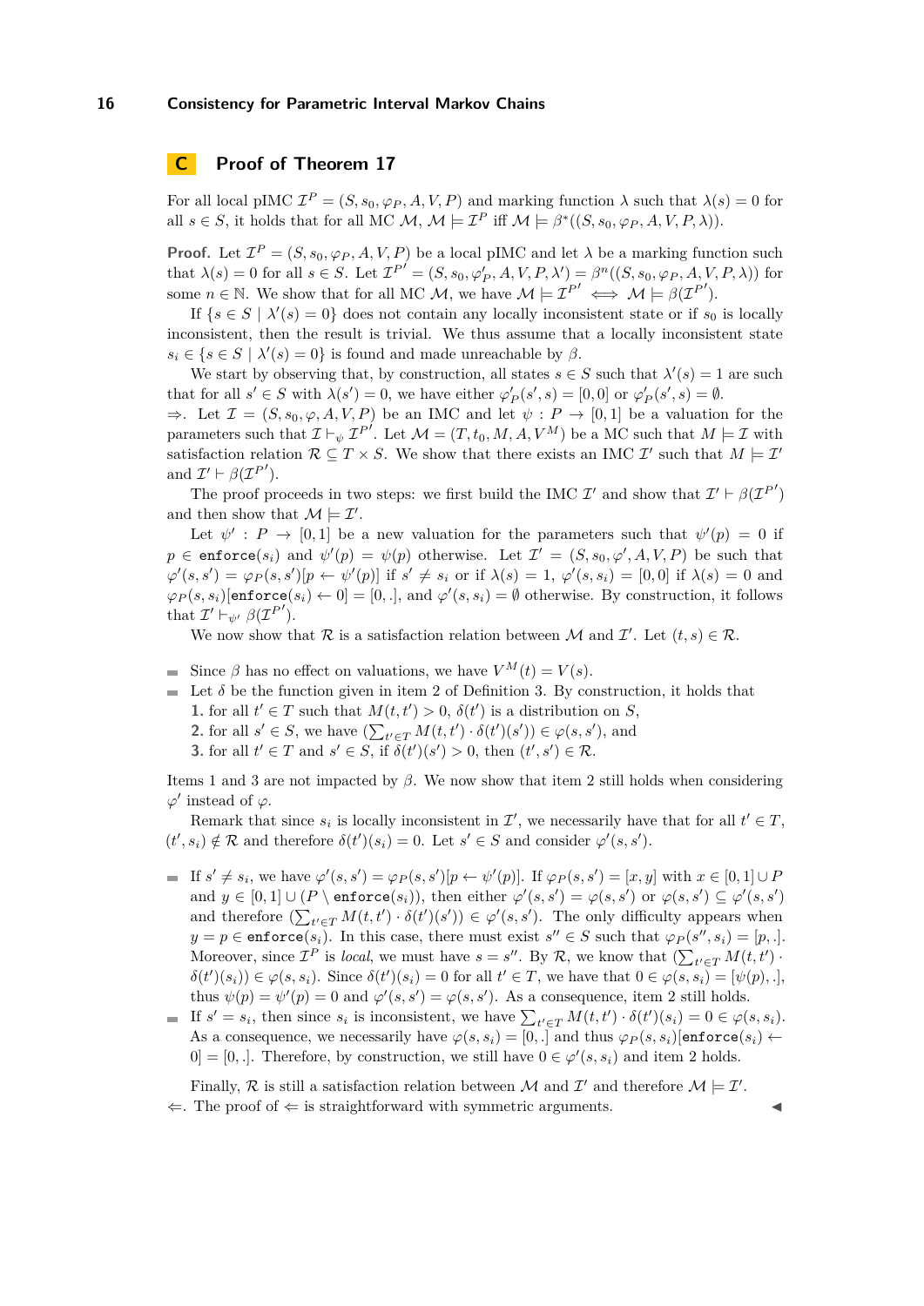## C Proof of Theorem 17

For all local pIMC $\mathcal{I}^P = (S, s_0, \varphi_P, A, V, P)$ and marking function $\lambda$ such that $\lambda(s) = 0$ for all $s \in S$, it holds that for all MC $\mathcal{M}$, $\mathcal{M} \models \mathcal{I}^P$ iff $\mathcal{M} \models \beta^*((S, s_0, \varphi_P, A, V, P, \lambda))$.

**Proof.** Let $\mathcal{I}^P = (S, s_0, \varphi_P, A, V, P)$ be a local pIMC and let $\lambda$ be a marking function such that $\lambda(s) = 0$ for all $s \in S$. Let $\mathcal{I}^{P'} = (S, s_0, \varphi'_P, A, V, P, \lambda') = \beta^n((S, s_0, \varphi_P, A, V, P, \lambda))$ for some $n \in \mathbb{N}$. We show that for all MC $\mathcal{M}$, we have $\mathcal{M} \models \mathcal{I}^{P'} \iff \mathcal{M} \models \beta(\mathcal{I}^{P'})$.

If $\{s \in S \mid \lambda'(s) = 0\}$ does not contain any locally inconsistent state or if $s_0$ is locally inconsistent, then the result is trivial. We thus assume that a locally inconsistent state $s_i \in \{s \in S \mid \lambda'(s) = 0\}$ is found and made unreachable by $\beta$.

We start by observing that, by construction, all states $s \in S$ such that $\lambda'(s) = 1$ are such that for all $s' \in S$ with $\lambda(s') = 0$, we have either $\varphi'_P(s', s) = [0, 0]$ or $\varphi'_P(s', s) = \emptyset$.

$\Rightarrow$. Let $\mathcal{I} = (S, s_0, \varphi, A, V, P)$ be an IMC and let $\psi : P \to [0, 1]$ be a valuation for the parameters such that $\mathcal{I} \vdash_\psi \mathcal{I}^{P'}$. Let $\mathcal{M} = (T, t_0, M, A, V^M)$ be a MC such that $M \models \mathcal{I}$ with satisfaction relation $\mathcal{R} \subseteq T \times S$. We show that there exists an IMC $\mathcal{I}'$ such that $M \models \mathcal{I}'$ and $\mathcal{I}' \vdash \beta(\mathcal{I}^{P'})$.

The proof proceeds in two steps: we first build the IMC $\mathcal{I}'$ and show that $\mathcal{I}' \vdash \beta(\mathcal{I}^{P'})$ and then show that $\mathcal{M} \models \mathcal{I}'$.

Let $\psi' : P \to [0, 1]$ be a new valuation for the parameters such that $\psi'(p) = 0$ if $p \in \texttt{enforce}(s_i)$ and $\psi'(p) = \psi(p)$ otherwise. Let $\mathcal{I}' = (S, s_0, \varphi', A, V, P)$ be such that $\varphi'(s, s') = \varphi_P(s, s')[p \leftarrow \psi'(p)]$ if $s' \neq s_i$ or if $\lambda(s) = 1$, $\varphi'(s, s_i) = [0, 0]$ if $\lambda(s) = 0$ and $\varphi_P(s, s_i)[\texttt{enforce}(s_i) \leftarrow 0] = [0, .]$, and $\varphi'(s, s_i) = \emptyset$ otherwise. By construction, it follows that $\mathcal{I}' \vdash_{\psi'} \beta(\mathcal{I}^{P'})$.

We now show that $\mathcal{R}$ is a satisfaction relation between $\mathcal{M}$ and $\mathcal{I}'$. Let $(t, s) \in \mathcal{R}$.

- Since $\beta$ has no effect on valuations, we have $V^M(t) = V(s)$.
- Let $\delta$ be the function given in item 2 of Definition 3. By construction, it holds that
  1. for all $t' \in T$ such that $M(t, t') > 0$, $\delta(t')$ is a distribution on $S$,
  2. for all $s' \in S$, we have $(\sum_{t' \in T} M(t, t') \cdot \delta(t')(s')) \in \varphi(s, s')$, and
  3. for all $t' \in T$ and $s' \in S$, if $\delta(t')(s') > 0$, then $(t', s') \in \mathcal{R}$.

Items 1 and 3 are not impacted by $\beta$. We now show that item 2 still holds when considering $\varphi'$ instead of $\varphi$.

Remark that since $s_i$ is locally inconsistent in $\mathcal{I}'$, we necessarily have that for all $t' \in T$, $(t', s_i) \notin \mathcal{R}$ and therefore $\delta(t')(s_i) = 0$. Let $s' \in S$ and consider $\varphi'(s, s')$.

- If $s' \neq s_i$, we have $\varphi'(s, s') = \varphi_P(s, s')[p \leftarrow \psi'(p)]$. If $\varphi_P(s, s') = [x, y]$ with $x \in [0, 1] \cup P$ and $y \in [0, 1] \cup (P \setminus \texttt{enforce}(s_i))$, then either $\varphi'(s, s') = \varphi(s, s')$ or $\varphi(s, s') \subseteq \varphi'(s, s')$ and therefore $(\sum_{t' \in T} M(t, t') \cdot \delta(t')(s')) \in \varphi'(s, s')$. The only difficulty appears when $y = p \in \texttt{enforce}(s_i)$. In this case, there must exist $s'' \in S$ such that $\varphi_P(s'', s_i) = [p, .]$. Moreover, since $\mathcal{I}^P$ is *local*, we must have $s = s''$. By $\mathcal{R}$, we know that $(\sum_{t' \in T} M(t, t') \cdot \delta(t')(s_i)) \in \varphi(s, s_i)$. Since $\delta(t')(s_i) = 0$ for all $t' \in T$, we have that $0 \in \varphi(s, s_i) = [\psi(p), .]$, thus $\psi(p) = \psi'(p) = 0$ and $\varphi'(s, s') = \varphi(s, s')$. As a consequence, item 2 still holds.
- If $s' = s_i$, then since $s_i$ is inconsistent, we have $\sum_{t' \in T} M(t, t') \cdot \delta(t')(s_i) = 0 \in \varphi(s, s_i)$. As a consequence, we necessarily have $\varphi(s, s_i) = [0, .]$ and thus $\varphi_P(s, s_i)[\texttt{enforce}(s_i) \leftarrow 0] = [0, .]$. Therefore, by construction, we still have $0 \in \varphi'(s, s_i)$ and item 2 holds.

Finally, $\mathcal{R}$ is still a satisfaction relation between $\mathcal{M}$ and $\mathcal{I}'$ and therefore $\mathcal{M} \models \mathcal{I}'$.

$\Leftarrow$. The proof of $\Leftarrow$ is straightforward with symmetric arguments. ◀